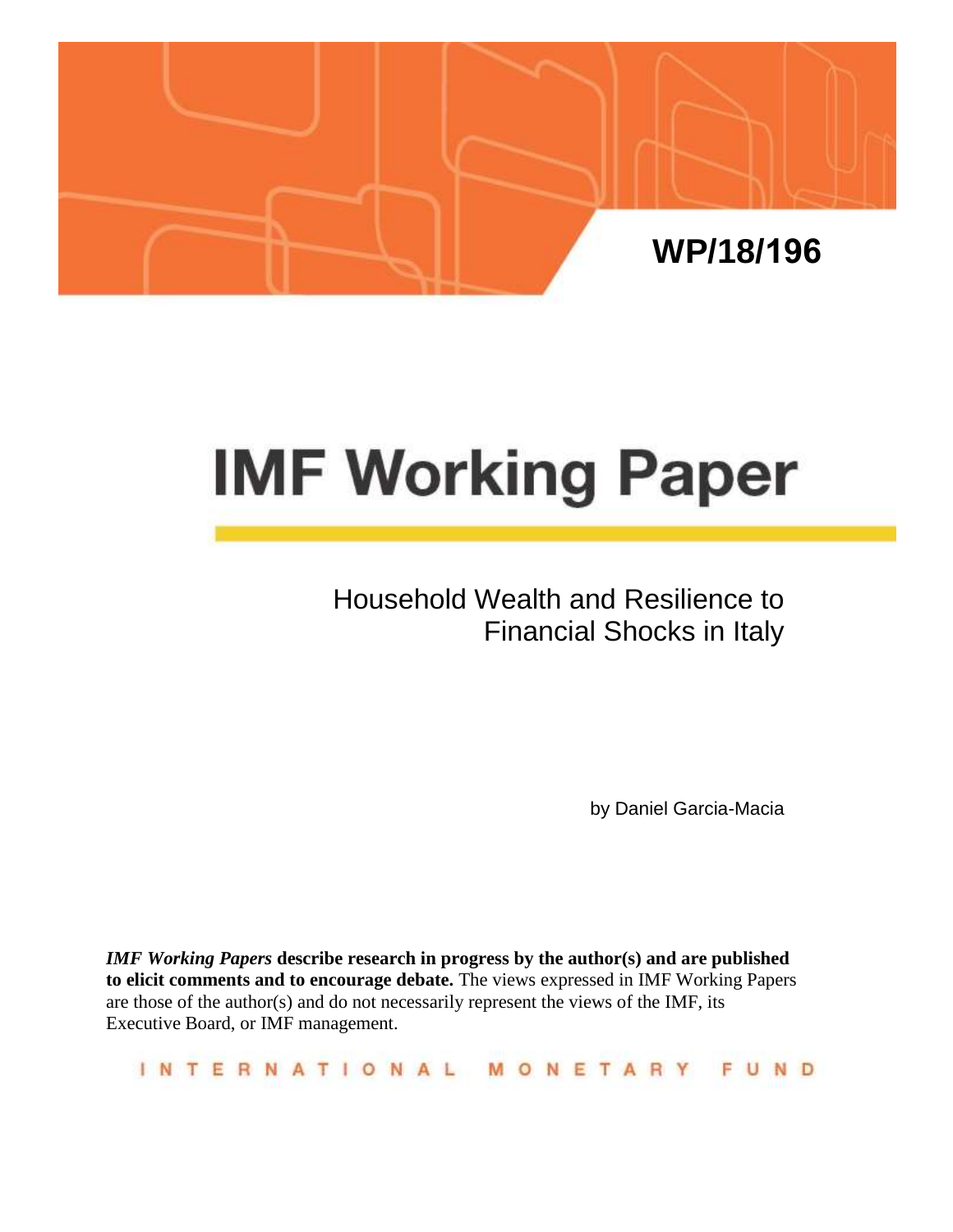WP/18/196

# IMF Working Paper

Household Wealth and Resilience to Financial Shocks in Italy

by Daniel Garcia-Macia

***IMF Working Papers* describe research in progress by the author(s) and are published to elicit comments and to encourage debate.** The views expressed in IMF Working Papers are those of the author(s) and do not necessarily represent the views of the IMF, its Executive Board, or IMF management.

INTERNATIONAL MONETARY FUND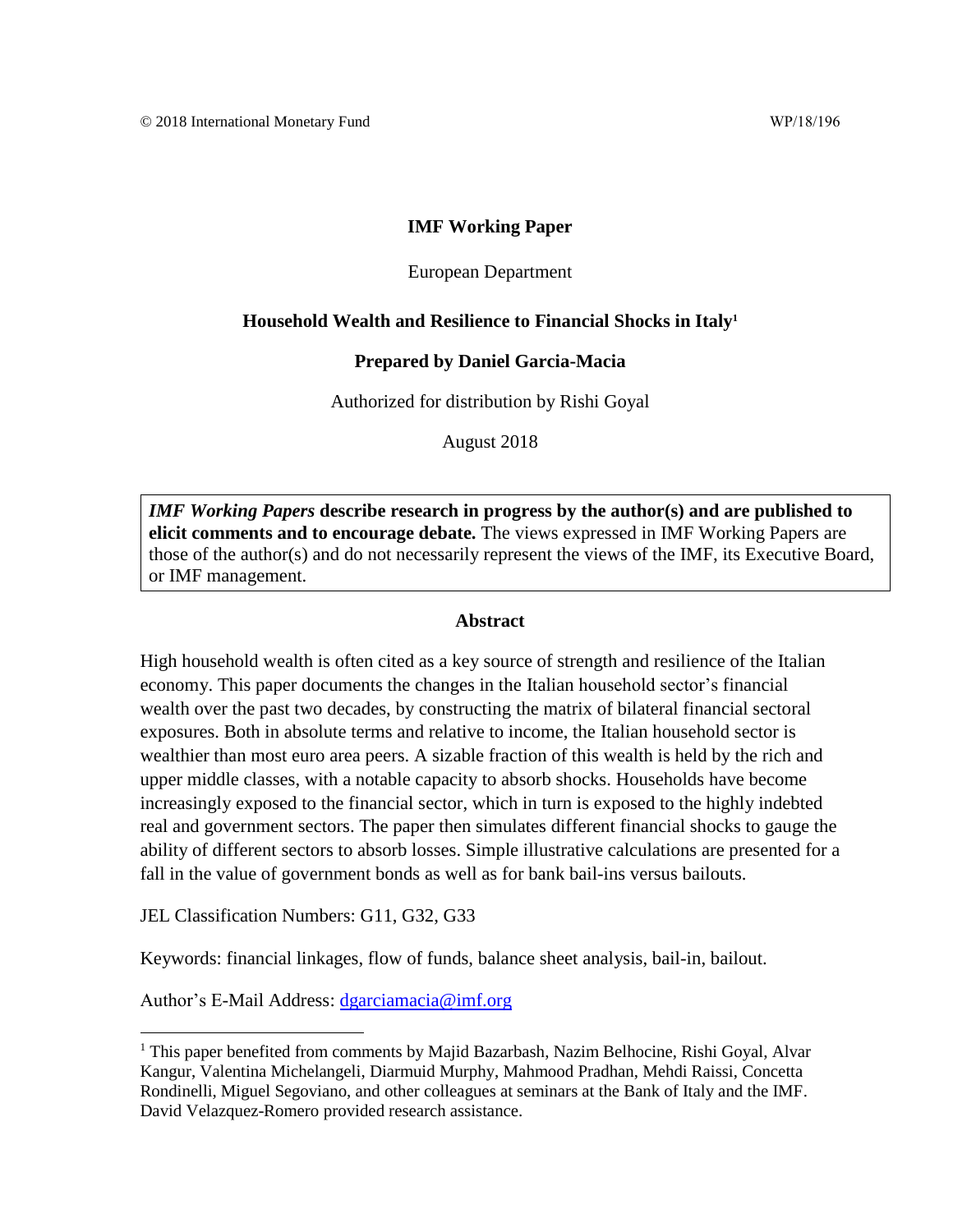© 2018 International Monetary Fund WP/18/196

**IMF Working Paper**

European Department

**Household Wealth and Resilience to Financial Shocks in Italy[1]**

**Prepared by Daniel Garcia-Macia**

Authorized for distribution by Rishi Goyal

August 2018

> ***IMF Working Papers* describe research in progress by the author(s) and are published to elicit comments and to encourage debate.** The views expressed in IMF Working Papers are those of the author(s) and do not necessarily represent the views of the IMF, its Executive Board, or IMF management.

**Abstract**

High household wealth is often cited as a key source of strength and resilience of the Italian economy. This paper documents the changes in the Italian household sector's financial wealth over the past two decades, by constructing the matrix of bilateral financial sectoral exposures. Both in absolute terms and relative to income, the Italian household sector is wealthier than most euro area peers. A sizable fraction of this wealth is held by the rich and upper middle classes, with a notable capacity to absorb shocks. Households have become increasingly exposed to the financial sector, which in turn is exposed to the highly indebted real and government sectors. The paper then simulates different financial shocks to gauge the ability of different sectors to absorb losses. Simple illustrative calculations are presented for a fall in the value of government bonds as well as for bank bail-ins versus bailouts.

JEL Classification Numbers: G11, G32, G33

Keywords: financial linkages, flow of funds, balance sheet analysis, bail-in, bailout.

Author's E-Mail Address: dgarciamacia@imf.org

---

[1] This paper benefited from comments by Majid Bazarbash, Nazim Belhocine, Rishi Goyal, Alvar Kangur, Valentina Michelangeli, Diarmuid Murphy, Mahmood Pradhan, Mehdi Raissi, Concetta Rondinelli, Miguel Segoviano, and other colleagues at seminars at the Bank of Italy and the IMF. David Velazquez-Romero provided research assistance.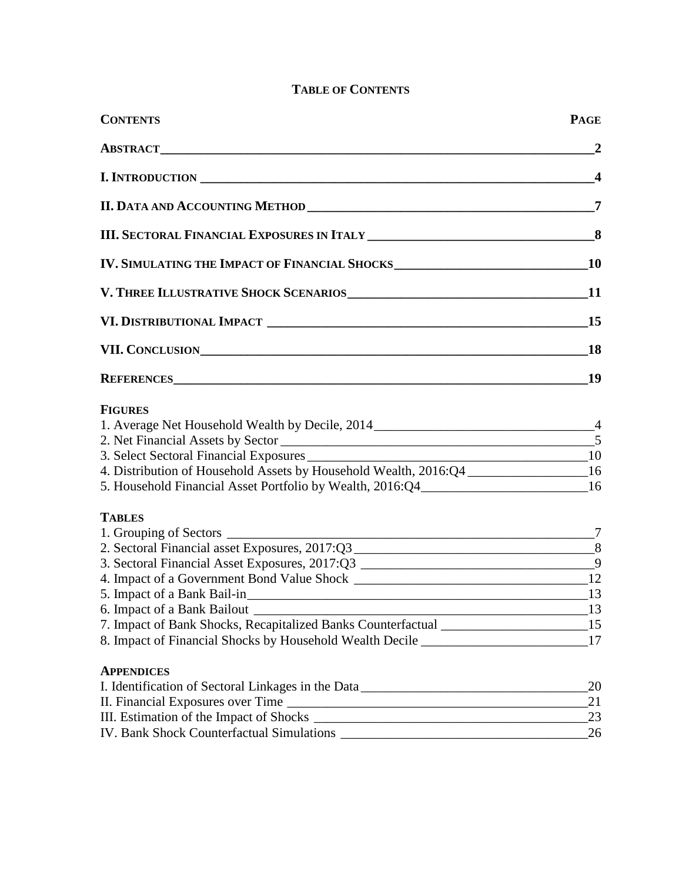# TABLE OF CONTENTS

| CONTENTS | PAGE |
|---|---|
| **ABSTRACT** | **2** |
| **I. INTRODUCTION** | **4** |
| **II. DATA AND ACCOUNTING METHOD** | **7** |
| **III. SECTORAL FINANCIAL EXPOSURES IN ITALY** | **8** |
| **IV. SIMULATING THE IMPACT OF FINANCIAL SHOCKS** | **10** |
| **V. THREE ILLUSTRATIVE SHOCK SCENARIOS** | **11** |
| **VI. DISTRIBUTIONAL IMPACT** | **15** |
| **VII. CONCLUSION** | **18** |
| **REFERENCES** | **19** |

**FIGURES**

| | |
|---|---|
| 1. Average Net Household Wealth by Decile, 2014 | 4 |
| 2. Net Financial Assets by Sector | 5 |
| 3. Select Sectoral Financial Exposures | 10 |
| 4. Distribution of Household Assets by Household Wealth, 2016:Q4 | 16 |
| 5. Household Financial Asset Portfolio by Wealth, 2016:Q4 | 16 |

**TABLES**

| | |
|---|---|
| 1. Grouping of Sectors | 7 |
| 2. Sectoral Financial asset Exposures, 2017:Q3 | 8 |
| 3. Sectoral Financial Asset Exposures, 2017:Q3 | 9 |
| 4. Impact of a Government Bond Value Shock | 12 |
| 5. Impact of a Bank Bail-in | 13 |
| 6. Impact of a Bank Bailout | 13 |
| 7. Impact of Bank Shocks, Recapitalized Banks Counterfactual | 15 |
| 8. Impact of Financial Shocks by Household Wealth Decile | 17 |

**APPENDICES**

| | |
|---|---|
| I. Identification of Sectoral Linkages in the Data | 20 |
| II. Financial Exposures over Time | 21 |
| III. Estimation of the Impact of Shocks | 23 |
| IV. Bank Shock Counterfactual Simulations | 26 |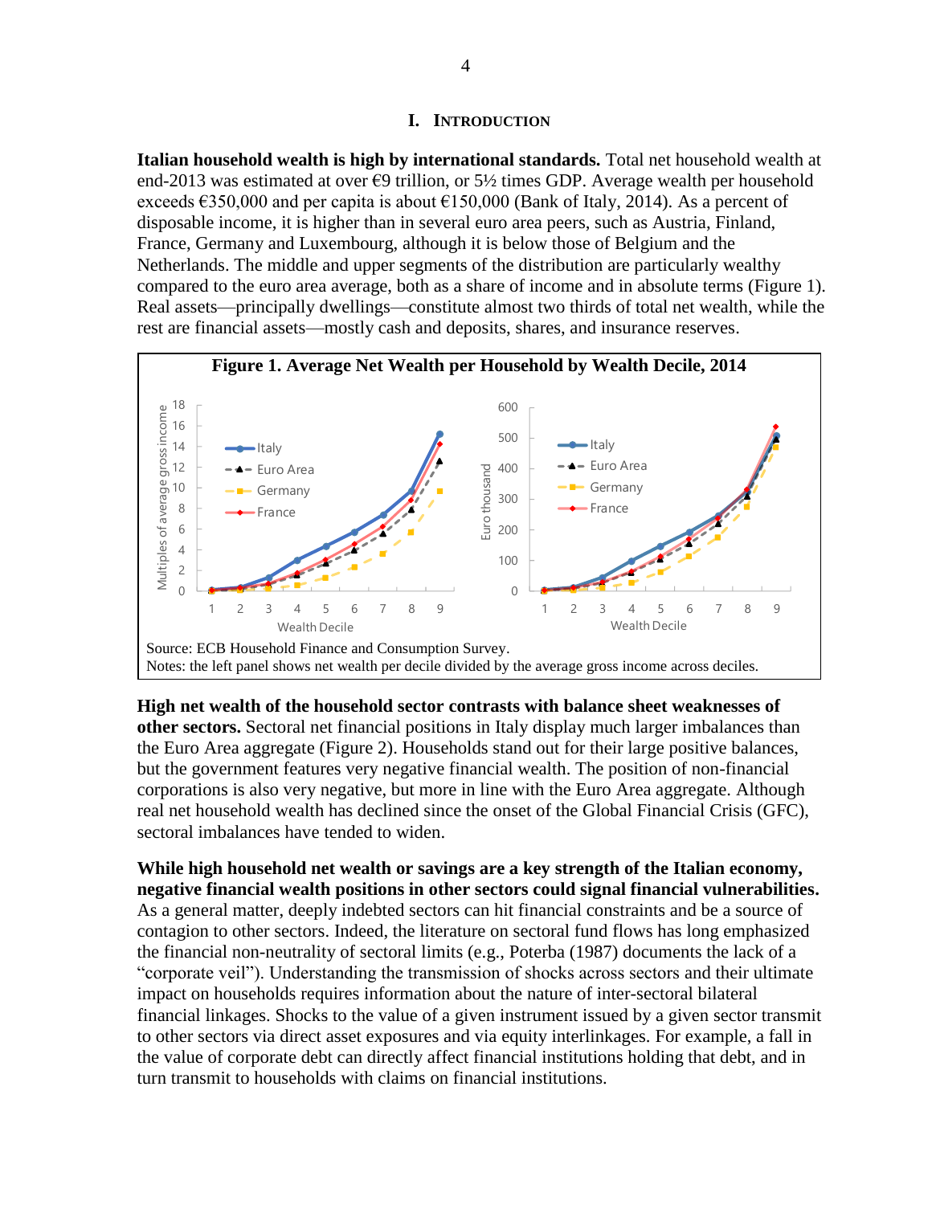# I. Introduction

**Italian household wealth is high by international standards.** Total net household wealth at end-2013 was estimated at over €9 trillion, or 5½ times GDP. Average wealth per household exceeds €350,000 and per capita is about €150,000 (Bank of Italy, 2014). As a percent of disposable income, it is higher than in several euro area peers, such as Austria, Finland, France, Germany and Luxembourg, although it is below those of Belgium and the Netherlands. The middle and upper segments of the distribution are particularly wealthy compared to the euro area average, both as a share of income and in absolute terms (Figure 1). Real assets—principally dwellings—constitute almost two thirds of total net wealth, while the rest are financial assets—mostly cash and deposits, shares, and insurance reserves.

**Figure 1. Average Net Wealth per Household by Wealth Decile, 2014**

Source: ECB Household Finance and Consumption Survey.
Notes: the left panel shows net wealth per decile divided by the average gross income across deciles.

**High net wealth of the household sector contrasts with balance sheet weaknesses of other sectors.** Sectoral net financial positions in Italy display much larger imbalances than the Euro Area aggregate (Figure 2). Households stand out for their large positive balances, but the government features very negative financial wealth. The position of non-financial corporations is also very negative, but more in line with the Euro Area aggregate. Although real net household wealth has declined since the onset of the Global Financial Crisis (GFC), sectoral imbalances have tended to widen.

**While high household net wealth or savings are a key strength of the Italian economy, negative financial wealth positions in other sectors could signal financial vulnerabilities.** As a general matter, deeply indebted sectors can hit financial constraints and be a source of contagion to other sectors. Indeed, the literature on sectoral fund flows has long emphasized the financial non-neutrality of sectoral limits (e.g., Poterba (1987) documents the lack of a "corporate veil"). Understanding the transmission of shocks across sectors and their ultimate impact on households requires information about the nature of inter-sectoral bilateral financial linkages. Shocks to the value of a given instrument issued by a given sector transmit to other sectors via direct asset exposures and via equity interlinkages. For example, a fall in the value of corporate debt can directly affect financial institutions holding that debt, and in turn transmit to households with claims on financial institutions.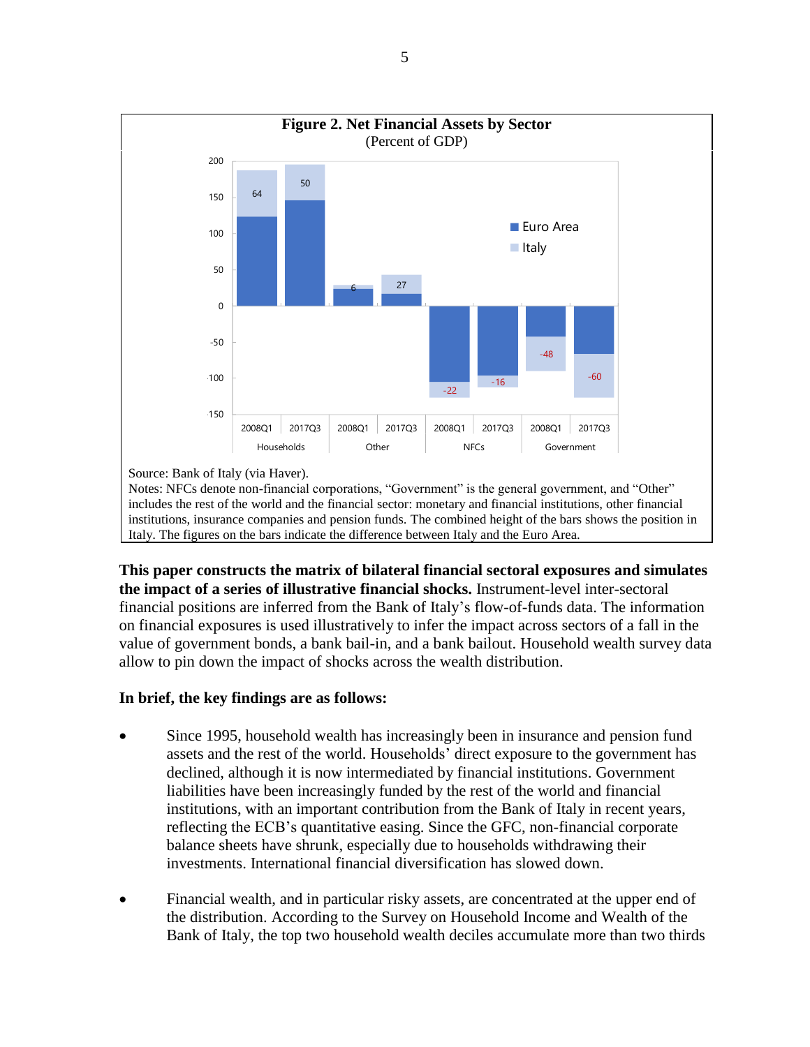**Figure 2. Net Financial Assets by Sector**
(Percent of GDP)

Source: Bank of Italy (via Haver).
Notes: NFCs denote non-financial corporations, "Government" is the general government, and "Other" includes the rest of the world and the financial sector: monetary and financial institutions, other financial institutions, insurance companies and pension funds. The combined height of the bars shows the position in Italy. The figures on the bars indicate the difference between Italy and the Euro Area.

**This paper constructs the matrix of bilateral financial sectoral exposures and simulates the impact of a series of illustrative financial shocks.** Instrument-level inter-sectoral financial positions are inferred from the Bank of Italy's flow-of-funds data. The information on financial exposures is used illustratively to infer the impact across sectors of a fall in the value of government bonds, a bank bail-in, and a bank bailout. Household wealth survey data allow to pin down the impact of shocks across the wealth distribution.

**In brief, the key findings are as follows:**

- Since 1995, household wealth has increasingly been in insurance and pension fund assets and the rest of the world. Households' direct exposure to the government has declined, although it is now intermediated by financial institutions. Government liabilities have been increasingly funded by the rest of the world and financial institutions, with an important contribution from the Bank of Italy in recent years, reflecting the ECB's quantitative easing. Since the GFC, non-financial corporate balance sheets have shrunk, especially due to households withdrawing their investments. International financial diversification has slowed down.

- Financial wealth, and in particular risky assets, are concentrated at the upper end of the distribution. According to the Survey on Household Income and Wealth of the Bank of Italy, the top two household wealth deciles accumulate more than two thirds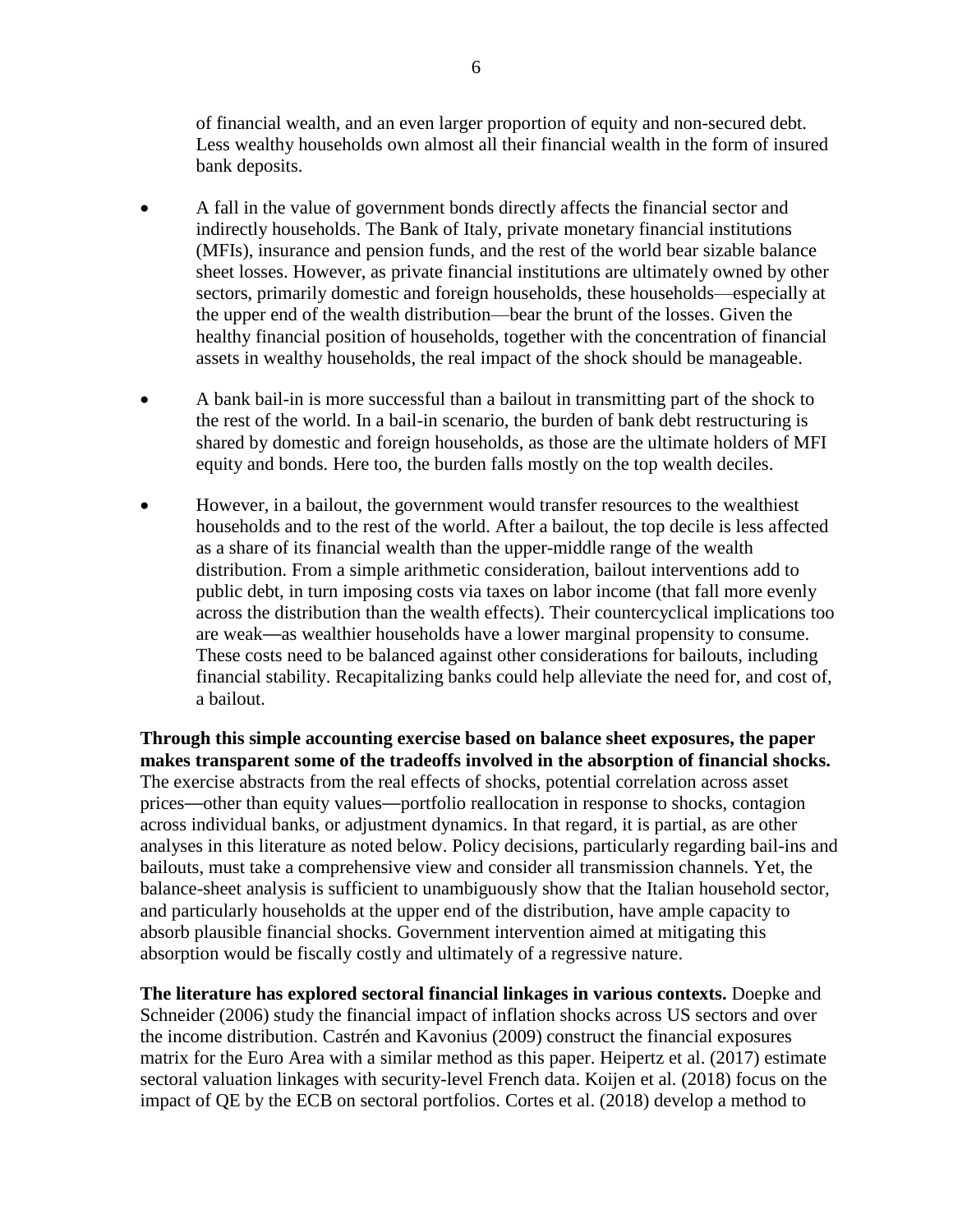of financial wealth, and an even larger proportion of equity and non-secured debt. Less wealthy households own almost all their financial wealth in the form of insured bank deposits.

- A fall in the value of government bonds directly affects the financial sector and indirectly households. The Bank of Italy, private monetary financial institutions (MFIs), insurance and pension funds, and the rest of the world bear sizable balance sheet losses. However, as private financial institutions are ultimately owned by other sectors, primarily domestic and foreign households, these households—especially at the upper end of the wealth distribution—bear the brunt of the losses. Given the healthy financial position of households, together with the concentration of financial assets in wealthy households, the real impact of the shock should be manageable.

- A bank bail-in is more successful than a bailout in transmitting part of the shock to the rest of the world. In a bail-in scenario, the burden of bank debt restructuring is shared by domestic and foreign households, as those are the ultimate holders of MFI equity and bonds. Here too, the burden falls mostly on the top wealth deciles.

- However, in a bailout, the government would transfer resources to the wealthiest households and to the rest of the world. After a bailout, the top decile is less affected as a share of its financial wealth than the upper-middle range of the wealth distribution. From a simple arithmetic consideration, bailout interventions add to public debt, in turn imposing costs via taxes on labor income (that fall more evenly across the distribution than the wealth effects). Their countercyclical implications too are weak—as wealthier households have a lower marginal propensity to consume. These costs need to be balanced against other considerations for bailouts, including financial stability. Recapitalizing banks could help alleviate the need for, and cost of, a bailout.

**Through this simple accounting exercise based on balance sheet exposures, the paper makes transparent some of the tradeoffs involved in the absorption of financial shocks.** The exercise abstracts from the real effects of shocks, potential correlation across asset prices—other than equity values—portfolio reallocation in response to shocks, contagion across individual banks, or adjustment dynamics. In that regard, it is partial, as are other analyses in this literature as noted below. Policy decisions, particularly regarding bail-ins and bailouts, must take a comprehensive view and consider all transmission channels. Yet, the balance-sheet analysis is sufficient to unambiguously show that the Italian household sector, and particularly households at the upper end of the distribution, have ample capacity to absorb plausible financial shocks. Government intervention aimed at mitigating this absorption would be fiscally costly and ultimately of a regressive nature.

**The literature has explored sectoral financial linkages in various contexts.** Doepke and Schneider (2006) study the financial impact of inflation shocks across US sectors and over the income distribution. Castrén and Kavonius (2009) construct the financial exposures matrix for the Euro Area with a similar method as this paper. Heipertz et al. (2017) estimate sectoral valuation linkages with security-level French data. Koijen et al. (2018) focus on the impact of QE by the ECB on sectoral portfolios. Cortes et al. (2018) develop a method to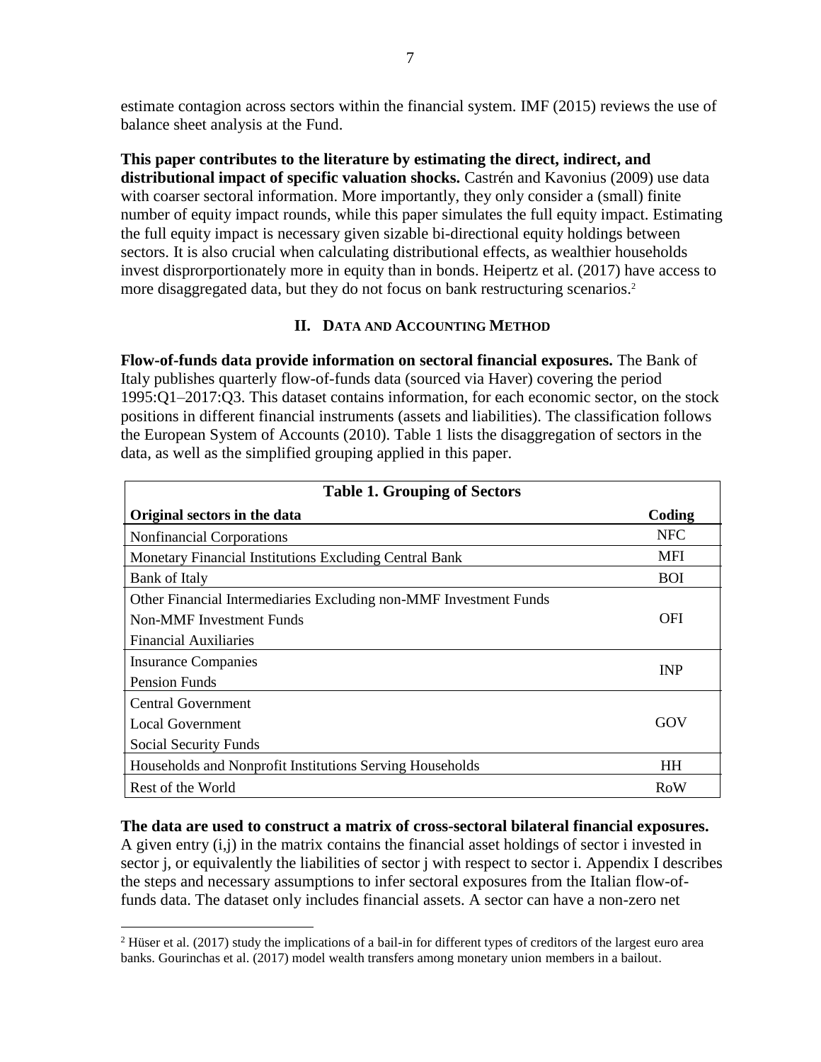estimate contagion across sectors within the financial system. IMF (2015) reviews the use of balance sheet analysis at the Fund.

**This paper contributes to the literature by estimating the direct, indirect, and distributional impact of specific valuation shocks.** Castrén and Kavonius (2009) use data with coarser sectoral information. More importantly, they only consider a (small) finite number of equity impact rounds, while this paper simulates the full equity impact. Estimating the full equity impact is necessary given sizable bi-directional equity holdings between sectors. It is also crucial when calculating distributional effects, as wealthier households invest disprorportionately more in equity than in bonds. Heipertz et al. (2017) have access to more disaggregated data, but they do not focus on bank restructuring scenarios.[2]

## II. Data and Accounting Method

**Flow-of-funds data provide information on sectoral financial exposures.** The Bank of Italy publishes quarterly flow-of-funds data (sourced via Haver) covering the period 1995:Q1–2017:Q3. This dataset contains information, for each economic sector, on the stock positions in different financial instruments (assets and liabilities). The classification follows the European System of Accounts (2010). Table 1 lists the disaggregation of sectors in the data, as well as the simplified grouping applied in this paper.

**Table 1. Grouping of Sectors**

| Original sectors in the data | Coding |
|---|---|
| Nonfinancial Corporations | NFC |
| Monetary Financial Institutions Excluding Central Bank | MFI |
| Bank of Italy | BOI |
| Other Financial Intermediaries Excluding non-MMF Investment Funds<br>Non-MMF Investment Funds<br>Financial Auxiliaries | OFI |
| Insurance Companies<br>Pension Funds | INP |
| Central Government<br>Local Government<br>Social Security Funds | GOV |
| Households and Nonprofit Institutions Serving Households | HH |
| Rest of the World | RoW |

**The data are used to construct a matrix of cross-sectoral bilateral financial exposures.** A given entry (i,j) in the matrix contains the financial asset holdings of sector i invested in sector j, or equivalently the liabilities of sector j with respect to sector i. Appendix I describes the steps and necessary assumptions to infer sectoral exposures from the Italian flow-of-funds data. The dataset only includes financial assets. A sector can have a non-zero net

[2] Hüser et al. (2017) study the implications of a bail-in for different types of creditors of the largest euro area banks. Gourinchas et al. (2017) model wealth transfers among monetary union members in a bailout.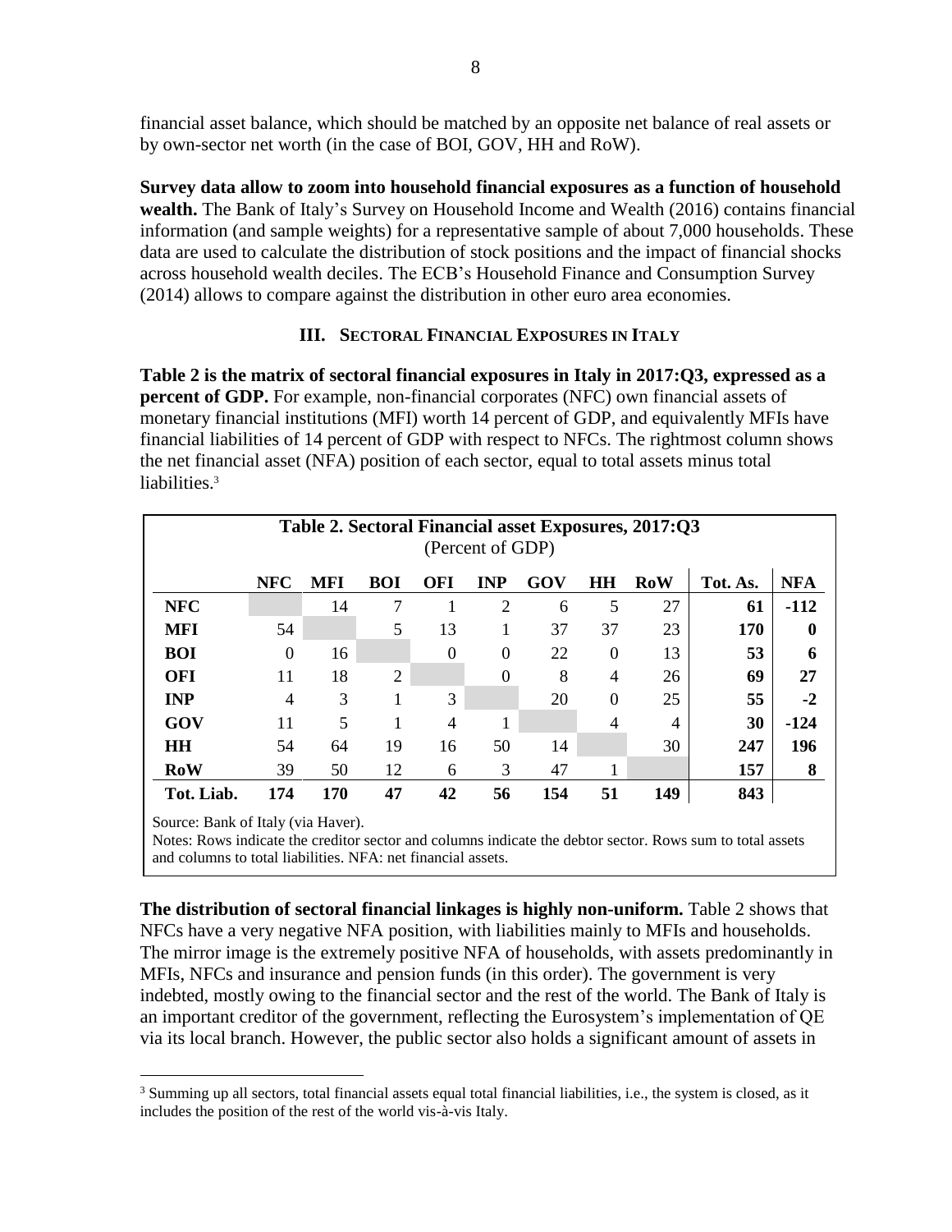financial asset balance, which should be matched by an opposite net balance of real assets or by own-sector net worth (in the case of BOI, GOV, HH and RoW).

**Survey data allow to zoom into household financial exposures as a function of household wealth.** The Bank of Italy's Survey on Household Income and Wealth (2016) contains financial information (and sample weights) for a representative sample of about 7,000 households. These data are used to calculate the distribution of stock positions and the impact of financial shocks across household wealth deciles. The ECB's Household Finance and Consumption Survey (2014) allows to compare against the distribution in other euro area economies.

## III. Sectoral Financial Exposures in Italy

**Table 2 is the matrix of sectoral financial exposures in Italy in 2017:Q3, expressed as a percent of GDP.** For example, non-financial corporates (NFC) own financial assets of monetary financial institutions (MFI) worth 14 percent of GDP, and equivalently MFIs have financial liabilities of 14 percent of GDP with respect to NFCs. The rightmost column shows the net financial asset (NFA) position of each sector, equal to total assets minus total liabilities.[3]

**Table 2. Sectoral Financial asset Exposures, 2017:Q3**
(Percent of GDP)

| | NFC | MFI | BOI | OFI | INP | GOV | HH | RoW | Tot. As. | NFA |
|---|---|---|---|---|---|---|---|---|---|---|
| **NFC** | | 14 | 7 | 1 | 2 | 6 | 5 | 27 | **61** | **-112** |
| **MFI** | 54 | | 5 | 13 | 1 | 37 | 37 | 23 | **170** | **0** |
| **BOI** | 0 | 16 | | 0 | 0 | 22 | 0 | 13 | **53** | **6** |
| **OFI** | 11 | 18 | 2 | | 0 | 8 | 4 | 26 | **69** | **27** |
| **INP** | 4 | 3 | 1 | 3 | | 20 | 0 | 25 | **55** | **-2** |
| **GOV** | 11 | 5 | 1 | 4 | 1 | | 4 | 4 | **30** | **-124** |
| **HH** | 54 | 64 | 19 | 16 | 50 | 14 | | 30 | **247** | **196** |
| **RoW** | 39 | 50 | 12 | 6 | 3 | 47 | 1 | | **157** | **8** |
| **Tot. Liab.** | **174** | **170** | **47** | **42** | **56** | **154** | **51** | **149** | **843** | |

Source: Bank of Italy (via Haver).
Notes: Rows indicate the creditor sector and columns indicate the debtor sector. Rows sum to total assets and columns to total liabilities. NFA: net financial assets.

**The distribution of sectoral financial linkages is highly non-uniform.** Table 2 shows that NFCs have a very negative NFA position, with liabilities mainly to MFIs and households. The mirror image is the extremely positive NFA of households, with assets predominantly in MFIs, NFCs and insurance and pension funds (in this order). The government is very indebted, mostly owing to the financial sector and the rest of the world. The Bank of Italy is an important creditor of the government, reflecting the Eurosystem's implementation of QE via its local branch. However, the public sector also holds a significant amount of assets in

[3] Summing up all sectors, total financial assets equal total financial liabilities, i.e., the system is closed, as it includes the position of the rest of the world vis-à-vis Italy.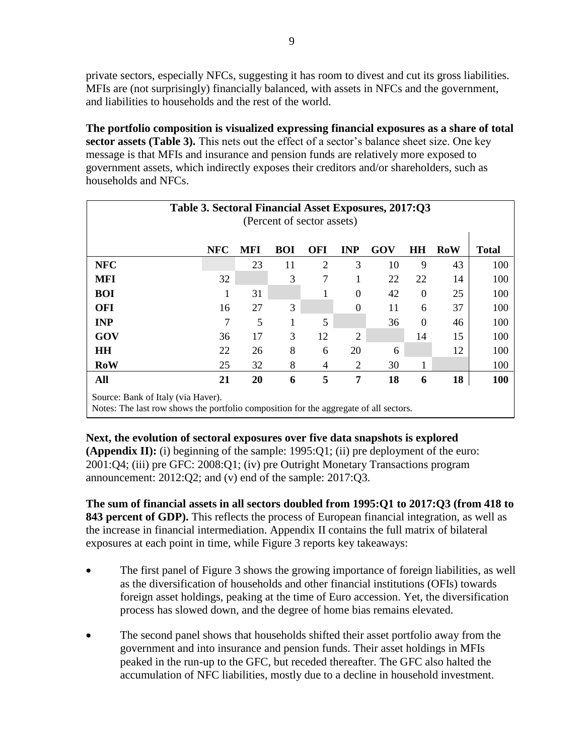private sectors, especially NFCs, suggesting it has room to divest and cut its gross liabilities. MFIs are (not surprisingly) financially balanced, with assets in NFCs and the government, and liabilities to households and the rest of the world.

**The portfolio composition is visualized expressing financial exposures as a share of total sector assets (Table 3).** This nets out the effect of a sector's balance sheet size. One key message is that MFIs and insurance and pension funds are relatively more exposed to government assets, which indirectly exposes their creditors and/or shareholders, such as households and NFCs.

**Table 3. Sectoral Financial Asset Exposures, 2017:Q3**
(Percent of sector assets)

| | NFC | MFI | BOI | OFI | INP | GOV | HH | RoW | Total |
|---|---|---|---|---|---|---|---|---|---|
| **NFC** | | 23 | 11 | 2 | 3 | 10 | 9 | 43 | 100 |
| **MFI** | 32 | | 3 | 7 | 1 | 22 | 22 | 14 | 100 |
| **BOI** | 1 | 31 | | 1 | 0 | 42 | 0 | 25 | 100 |
| **OFI** | 16 | 27 | 3 | | 0 | 11 | 6 | 37 | 100 |
| **INP** | 7 | 5 | 1 | 5 | | 36 | 0 | 46 | 100 |
| **GOV** | 36 | 17 | 3 | 12 | 2 | | 14 | 15 | 100 |
| **HH** | 22 | 26 | 8 | 6 | 20 | 6 | | 12 | 100 |
| **RoW** | 25 | 32 | 8 | 4 | 2 | 30 | 1 | | 100 |
| **All** | **21** | **20** | **6** | **5** | **7** | **18** | **6** | **18** | **100** |

Source: Bank of Italy (via Haver).
Notes: The last row shows the portfolio composition for the aggregate of all sectors.

**Next, the evolution of sectoral exposures over five data snapshots is explored (Appendix II):** (i) beginning of the sample: 1995:Q1; (ii) pre deployment of the euro: 2001:Q4; (iii) pre GFC: 2008:Q1; (iv) pre Outright Monetary Transactions program announcement: 2012:Q2; and (v) end of the sample: 2017:Q3.

**The sum of financial assets in all sectors doubled from 1995:Q1 to 2017:Q3 (from 418 to 843 percent of GDP).** This reflects the process of European financial integration, as well as the increase in financial intermediation. Appendix II contains the full matrix of bilateral exposures at each point in time, while Figure 3 reports key takeaways:

- The first panel of Figure 3 shows the growing importance of foreign liabilities, as well as the diversification of households and other financial institutions (OFIs) towards foreign asset holdings, peaking at the time of Euro accession. Yet, the diversification process has slowed down, and the degree of home bias remains elevated.
- The second panel shows that households shifted their asset portfolio away from the government and into insurance and pension funds. Their asset holdings in MFIs peaked in the run-up to the GFC, but receded thereafter. The GFC also halted the accumulation of NFC liabilities, mostly due to a decline in household investment.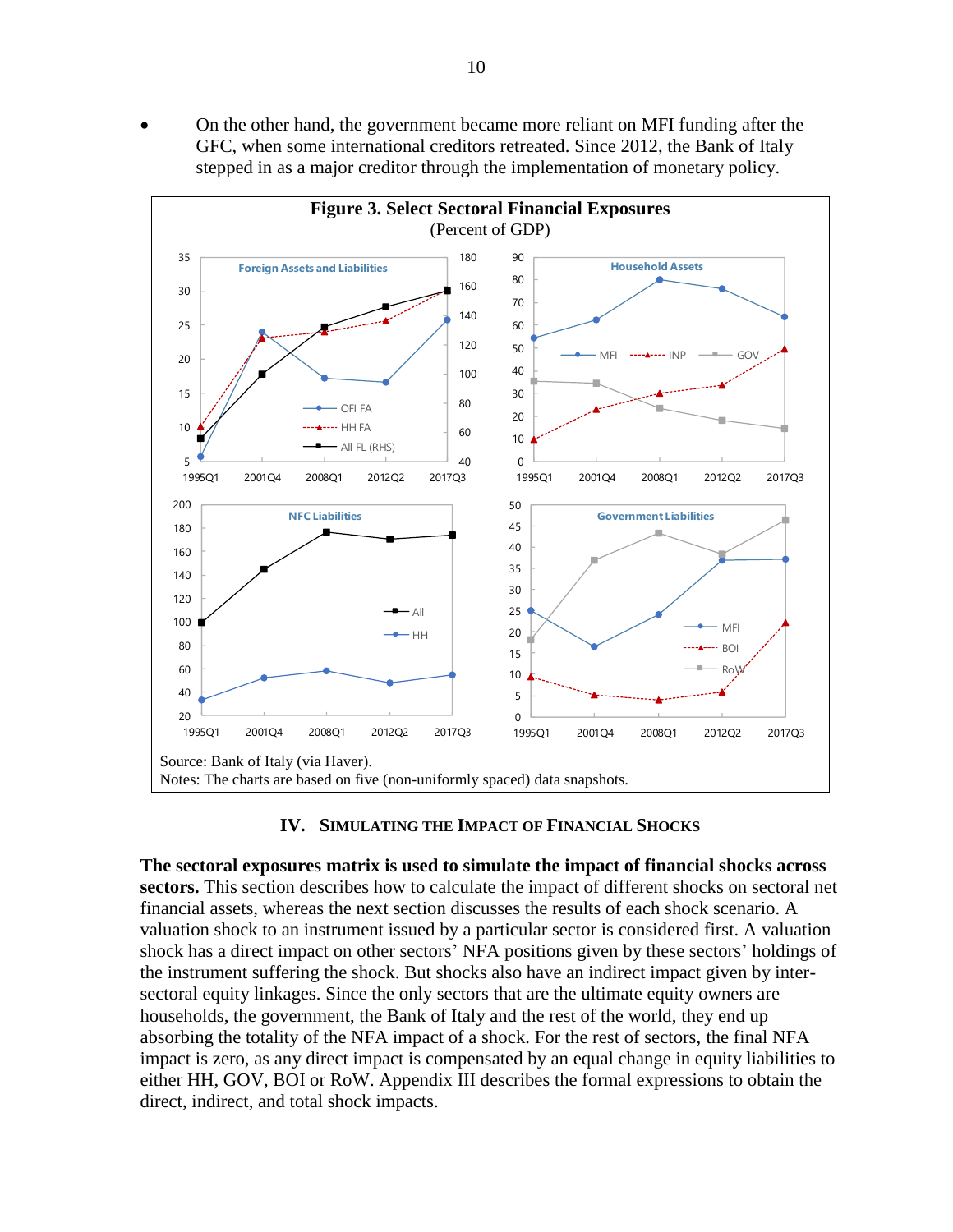- On the other hand, the government became more reliant on MFI funding after the GFC, when some international creditors retreated. Since 2012, the Bank of Italy stepped in as a major creditor through the implementation of monetary policy.

**Figure 3. Select Sectoral Financial Exposures**
(Percent of GDP)

Source: Bank of Italy (via Haver).
Notes: The charts are based on five (non-uniformly spaced) data snapshots.

## IV. Simulating the Impact of Financial Shocks

**The sectoral exposures matrix is used to simulate the impact of financial shocks across sectors.** This section describes how to calculate the impact of different shocks on sectoral net financial assets, whereas the next section discusses the results of each shock scenario. A valuation shock to an instrument issued by a particular sector is considered first. A valuation shock has a direct impact on other sectors' NFA positions given by these sectors' holdings of the instrument suffering the shock. But shocks also have an indirect impact given by inter-sectoral equity linkages. Since the only sectors that are the ultimate equity owners are households, the government, the Bank of Italy and the rest of the world, they end up absorbing the totality of the NFA impact of a shock. For the rest of sectors, the final NFA impact is zero, as any direct impact is compensated by an equal change in equity liabilities to either HH, GOV, BOI or RoW. Appendix III describes the formal expressions to obtain the direct, indirect, and total shock impacts.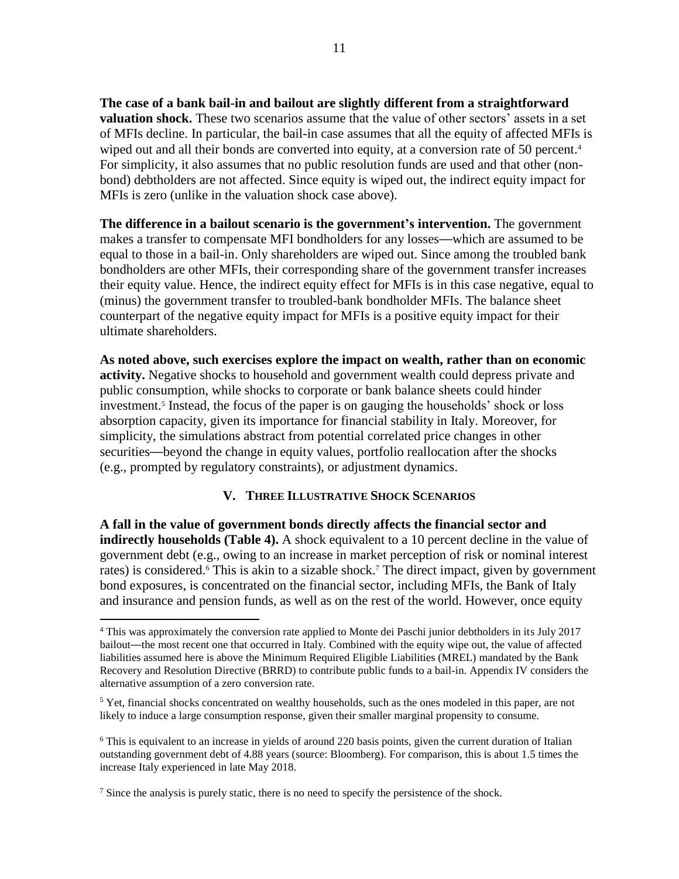**The case of a bank bail-in and bailout are slightly different from a straightforward valuation shock.** These two scenarios assume that the value of other sectors' assets in a set of MFIs decline. In particular, the bail-in case assumes that all the equity of affected MFIs is wiped out and all their bonds are converted into equity, at a conversion rate of 50 percent.[4] For simplicity, it also assumes that no public resolution funds are used and that other (non-bond) debtholders are not affected. Since equity is wiped out, the indirect equity impact for MFIs is zero (unlike in the valuation shock case above).

**The difference in a bailout scenario is the government's intervention.** The government makes a transfer to compensate MFI bondholders for any losses—which are assumed to be equal to those in a bail-in. Only shareholders are wiped out. Since among the troubled bank bondholders are other MFIs, their corresponding share of the government transfer increases their equity value. Hence, the indirect equity effect for MFIs is in this case negative, equal to (minus) the government transfer to troubled-bank bondholder MFIs. The balance sheet counterpart of the negative equity impact for MFIs is a positive equity impact for their ultimate shareholders.

**As noted above, such exercises explore the impact on wealth, rather than on economic activity.** Negative shocks to household and government wealth could depress private and public consumption, while shocks to corporate or bank balance sheets could hinder investment.[5] Instead, the focus of the paper is on gauging the households' shock or loss absorption capacity, given its importance for financial stability in Italy. Moreover, for simplicity, the simulations abstract from potential correlated price changes in other securities—beyond the change in equity values, portfolio reallocation after the shocks (e.g., prompted by regulatory constraints), or adjustment dynamics.

## V. Three Illustrative Shock Scenarios

**A fall in the value of government bonds directly affects the financial sector and indirectly households (Table 4).** A shock equivalent to a 10 percent decline in the value of government debt (e.g., owing to an increase in market perception of risk or nominal interest rates) is considered.[6] This is akin to a sizable shock.[7] The direct impact, given by government bond exposures, is concentrated on the financial sector, including MFIs, the Bank of Italy and insurance and pension funds, as well as on the rest of the world. However, once equity

---

[4] This was approximately the conversion rate applied to Monte dei Paschi junior debtholders in its July 2017 bailout—the most recent one that occurred in Italy. Combined with the equity wipe out, the value of affected liabilities assumed here is above the Minimum Required Eligible Liabilities (MREL) mandated by the Bank Recovery and Resolution Directive (BRRD) to contribute public funds to a bail-in. Appendix IV considers the alternative assumption of a zero conversion rate.

[5] Yet, financial shocks concentrated on wealthy households, such as the ones modeled in this paper, are not likely to induce a large consumption response, given their smaller marginal propensity to consume.

[6] This is equivalent to an increase in yields of around 220 basis points, given the current duration of Italian outstanding government debt of 4.88 years (source: Bloomberg). For comparison, this is about 1.5 times the increase Italy experienced in late May 2018.

[7] Since the analysis is purely static, there is no need to specify the persistence of the shock.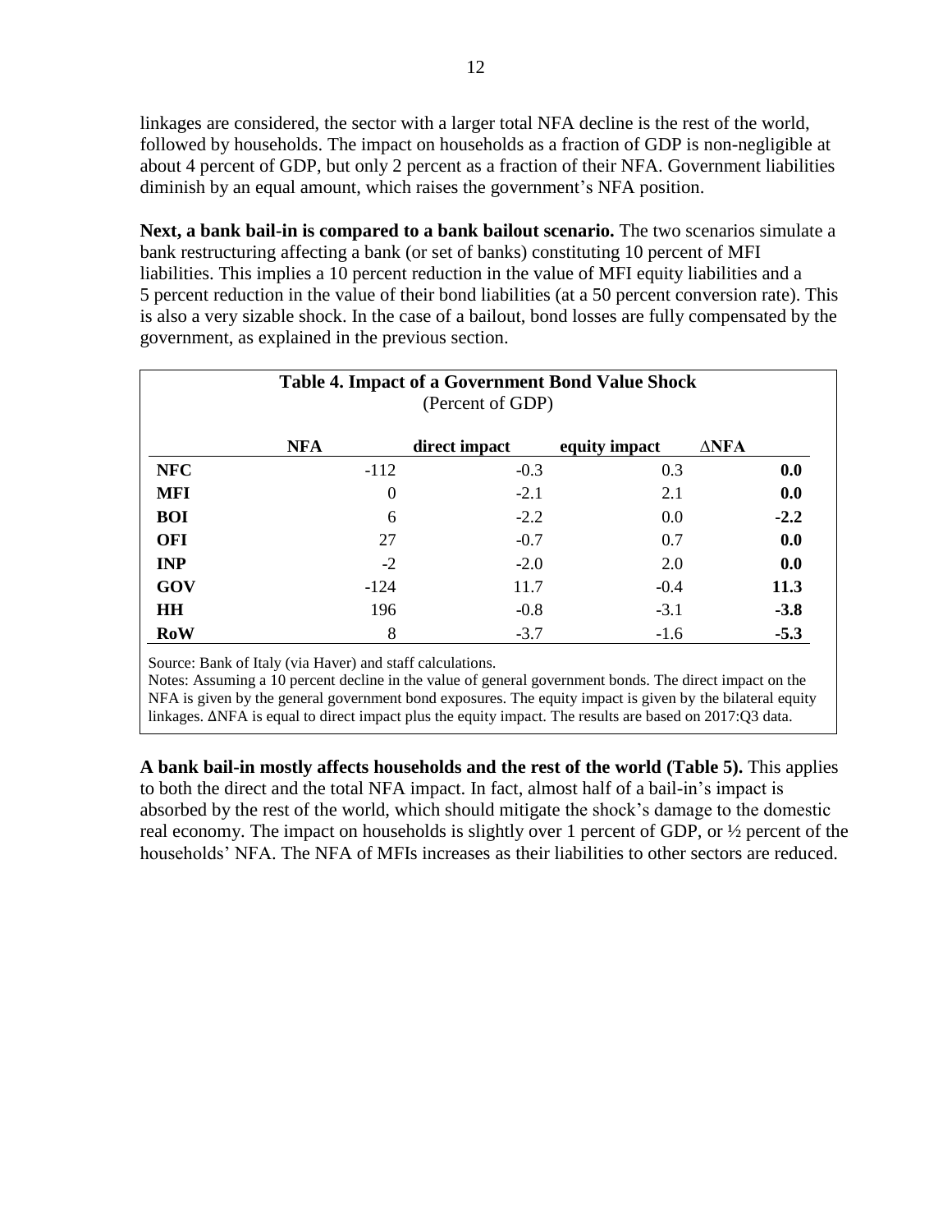linkages are considered, the sector with a larger total NFA decline is the rest of the world, followed by households. The impact on households as a fraction of GDP is non-negligible at about 4 percent of GDP, but only 2 percent as a fraction of their NFA. Government liabilities diminish by an equal amount, which raises the government's NFA position.

**Next, a bank bail-in is compared to a bank bailout scenario.** The two scenarios simulate a bank restructuring affecting a bank (or set of banks) constituting 10 percent of MFI liabilities. This implies a 10 percent reduction in the value of MFI equity liabilities and a 5 percent reduction in the value of their bond liabilities (at a 50 percent conversion rate). This is also a very sizable shock. In the case of a bailout, bond losses are fully compensated by the government, as explained in the previous section.

**Table 4. Impact of a Government Bond Value Shock**
(Percent of GDP)

| | NFA | direct impact | equity impact | ∆NFA |
|---|---|---|---|---|
| **NFC** | -112 | -0.3 | 0.3 | **0.0** |
| **MFI** | 0 | -2.1 | 2.1 | **0.0** |
| **BOI** | 6 | -2.2 | 0.0 | **-2.2** |
| **OFI** | 27 | -0.7 | 0.7 | **0.0** |
| **INP** | -2 | -2.0 | 2.0 | **0.0** |
| **GOV** | -124 | 11.7 | -0.4 | **11.3** |
| **HH** | 196 | -0.8 | -3.1 | **-3.8** |
| **RoW** | 8 | -3.7 | -1.6 | **-5.3** |

Source: Bank of Italy (via Haver) and staff calculations.
Notes: Assuming a 10 percent decline in the value of general government bonds. The direct impact on the NFA is given by the general government bond exposures. The equity impact is given by the bilateral equity linkages. ∆NFA is equal to direct impact plus the equity impact. The results are based on 2017:Q3 data.

**A bank bail-in mostly affects households and the rest of the world (Table 5).** This applies to both the direct and the total NFA impact. In fact, almost half of a bail-in's impact is absorbed by the rest of the world, which should mitigate the shock's damage to the domestic real economy. The impact on households is slightly over 1 percent of GDP, or ½ percent of the households' NFA. The NFA of MFIs increases as their liabilities to other sectors are reduced.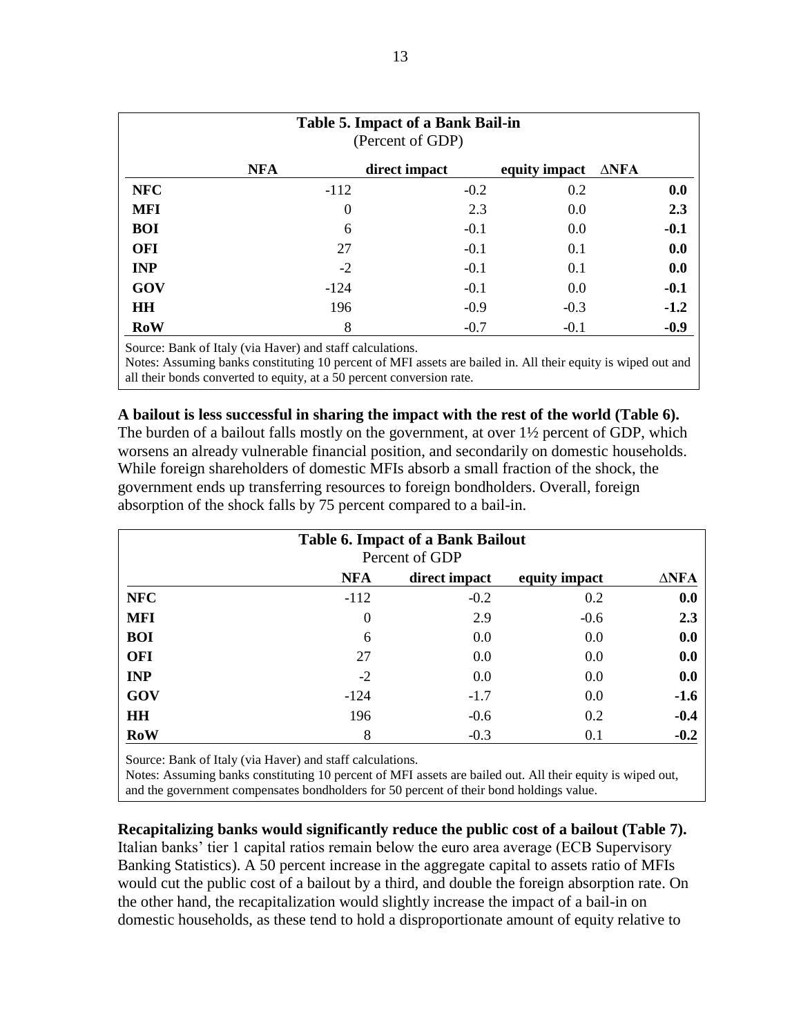**Table 5. Impact of a Bank Bail-in**
(Percent of GDP)

| | NFA | direct impact | equity impact | ∆NFA |
|---|---|---|---|---|
| **NFC** | -112 | -0.2 | 0.2 | **0.0** |
| **MFI** | 0 | 2.3 | 0.0 | **2.3** |
| **BOI** | 6 | -0.1 | 0.0 | **-0.1** |
| **OFI** | 27 | -0.1 | 0.1 | **0.0** |
| **INP** | -2 | -0.1 | 0.1 | **0.0** |
| **GOV** | -124 | -0.1 | 0.0 | **-0.1** |
| **HH** | 196 | -0.9 | -0.3 | **-1.2** |
| **RoW** | 8 | -0.7 | -0.1 | **-0.9** |

Source: Bank of Italy (via Haver) and staff calculations.
Notes: Assuming banks constituting 10 percent of MFI assets are bailed in. All their equity is wiped out and all their bonds converted to equity, at a 50 percent conversion rate.

**A bailout is less successful in sharing the impact with the rest of the world (Table 6).** The burden of a bailout falls mostly on the government, at over 1½ percent of GDP, which worsens an already vulnerable financial position, and secondarily on domestic households. While foreign shareholders of domestic MFIs absorb a small fraction of the shock, the government ends up transferring resources to foreign bondholders. Overall, foreign absorption of the shock falls by 75 percent compared to a bail-in.

**Table 6. Impact of a Bank Bailout**
Percent of GDP

| | NFA | direct impact | equity impact | ∆NFA |
|---|---|---|---|---|
| **NFC** | -112 | -0.2 | 0.2 | **0.0** |
| **MFI** | 0 | 2.9 | -0.6 | **2.3** |
| **BOI** | 6 | 0.0 | 0.0 | **0.0** |
| **OFI** | 27 | 0.0 | 0.0 | **0.0** |
| **INP** | -2 | 0.0 | 0.0 | **0.0** |
| **GOV** | -124 | -1.7 | 0.0 | **-1.6** |
| **HH** | 196 | -0.6 | 0.2 | **-0.4** |
| **RoW** | 8 | -0.3 | 0.1 | **-0.2** |

Source: Bank of Italy (via Haver) and staff calculations.
Notes: Assuming banks constituting 10 percent of MFI assets are bailed out. All their equity is wiped out, and the government compensates bondholders for 50 percent of their bond holdings value.

**Recapitalizing banks would significantly reduce the public cost of a bailout (Table 7).** Italian banks' tier 1 capital ratios remain below the euro area average (ECB Supervisory Banking Statistics). A 50 percent increase in the aggregate capital to assets ratio of MFIs would cut the public cost of a bailout by a third, and double the foreign absorption rate. On the other hand, the recapitalization would slightly increase the impact of a bail-in on domestic households, as these tend to hold a disproportionate amount of equity relative to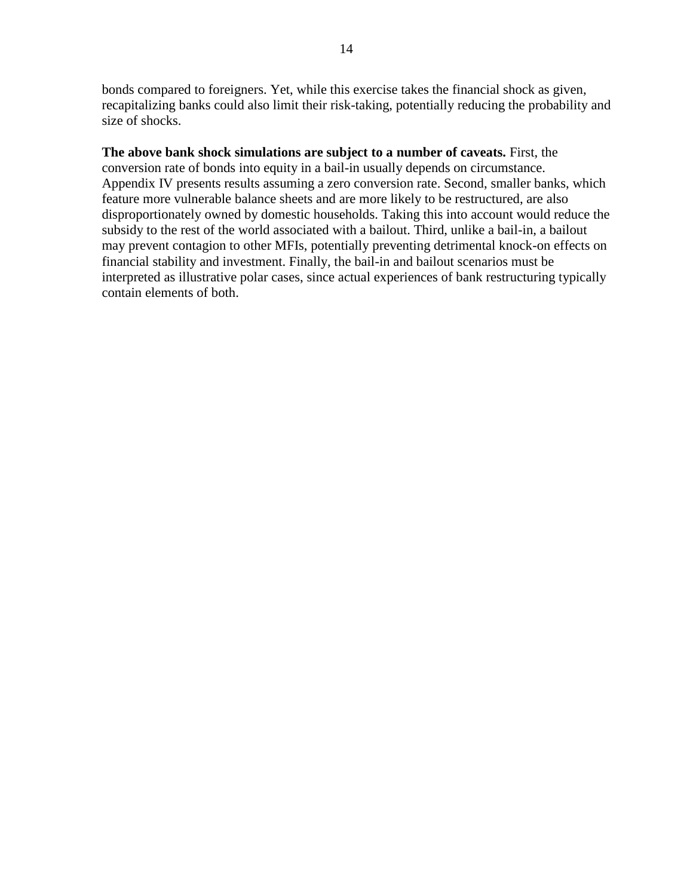bonds compared to foreigners. Yet, while this exercise takes the financial shock as given, recapitalizing banks could also limit their risk-taking, potentially reducing the probability and size of shocks.

**The above bank shock simulations are subject to a number of caveats.** First, the conversion rate of bonds into equity in a bail-in usually depends on circumstance. Appendix IV presents results assuming a zero conversion rate. Second, smaller banks, which feature more vulnerable balance sheets and are more likely to be restructured, are also disproportionately owned by domestic households. Taking this into account would reduce the subsidy to the rest of the world associated with a bailout. Third, unlike a bail-in, a bailout may prevent contagion to other MFIs, potentially preventing detrimental knock-on effects on financial stability and investment. Finally, the bail-in and bailout scenarios must be interpreted as illustrative polar cases, since actual experiences of bank restructuring typically contain elements of both.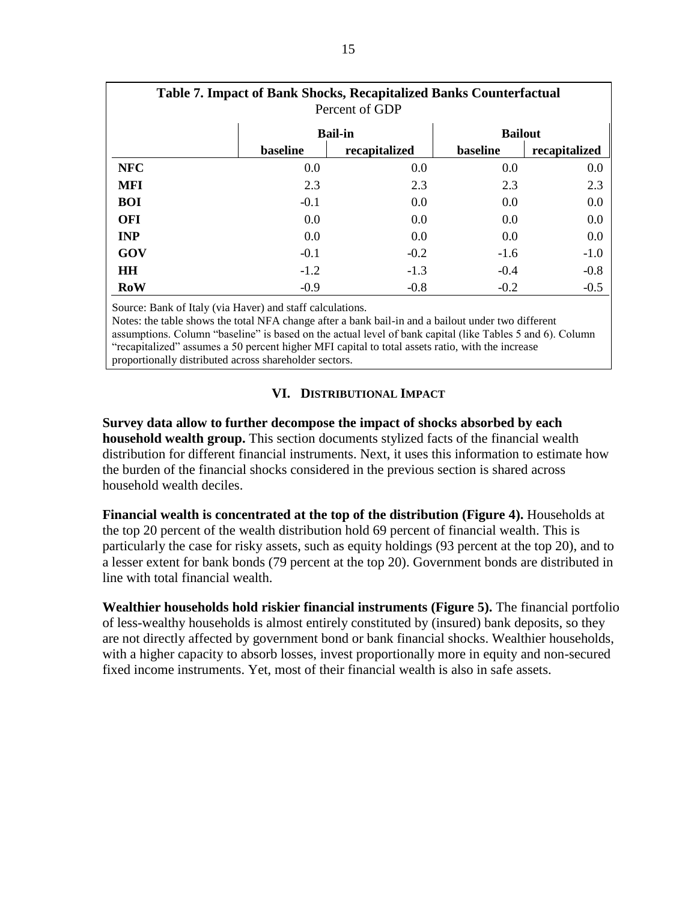**Table 7. Impact of Bank Shocks, Recapitalized Banks Counterfactual**

Percent of GDP

| | Bail-in | | Bailout | |
|---|---|---|---|---|
| | baseline | recapitalized | baseline | recapitalized |
| **NFC** | 0.0 | 0.0 | 0.0 | 0.0 |
| **MFI** | 2.3 | 2.3 | 2.3 | 2.3 |
| **BOI** | -0.1 | 0.0 | 0.0 | 0.0 |
| **OFI** | 0.0 | 0.0 | 0.0 | 0.0 |
| **INP** | 0.0 | 0.0 | 0.0 | 0.0 |
| **GOV** | -0.1 | -0.2 | -1.6 | -1.0 |
| **HH** | -1.2 | -1.3 | -0.4 | -0.8 |
| **RoW** | -0.9 | -0.8 | -0.2 | -0.5 |

Source: Bank of Italy (via Haver) and staff calculations.
Notes: the table shows the total NFA change after a bank bail-in and a bailout under two different assumptions. Column "baseline" is based on the actual level of bank capital (like Tables 5 and 6). Column "recapitalized" assumes a 50 percent higher MFI capital to total assets ratio, with the increase proportionally distributed across shareholder sectors.

## VI. Distributional Impact

**Survey data allow to further decompose the impact of shocks absorbed by each household wealth group.** This section documents stylized facts of the financial wealth distribution for different financial instruments. Next, it uses this information to estimate how the burden of the financial shocks considered in the previous section is shared across household wealth deciles.

**Financial wealth is concentrated at the top of the distribution (Figure 4).** Households at the top 20 percent of the wealth distribution hold 69 percent of financial wealth. This is particularly the case for risky assets, such as equity holdings (93 percent at the top 20), and to a lesser extent for bank bonds (79 percent at the top 20). Government bonds are distributed in line with total financial wealth.

**Wealthier households hold riskier financial instruments (Figure 5).** The financial portfolio of less-wealthy households is almost entirely constituted by (insured) bank deposits, so they are not directly affected by government bond or bank financial shocks. Wealthier households, with a higher capacity to absorb losses, invest proportionally more in equity and non-secured fixed income instruments. Yet, most of their financial wealth is also in safe assets.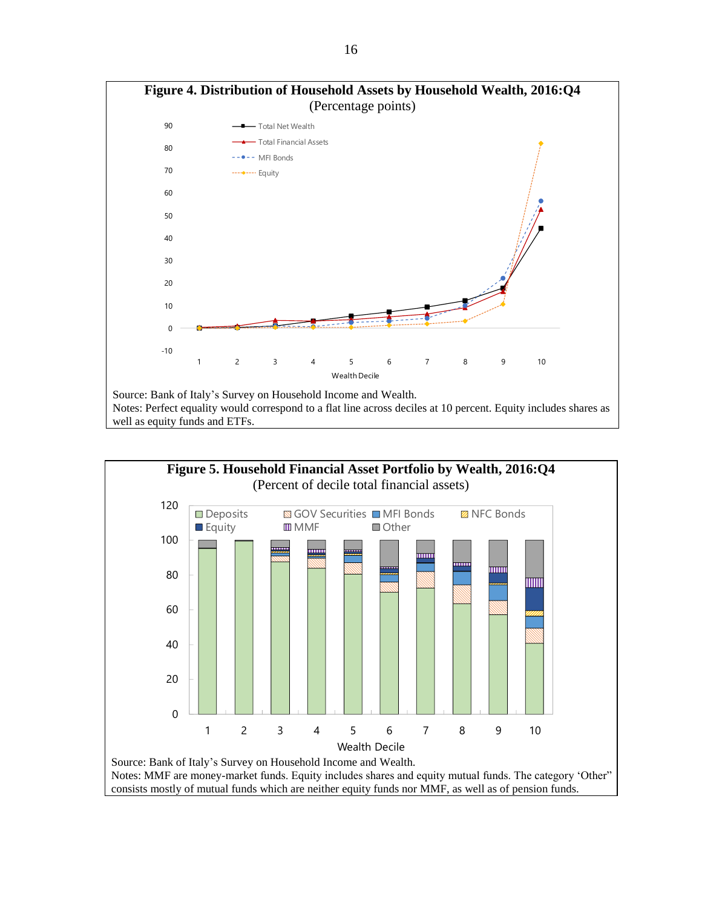**Figure 4. Distribution of Household Assets by Household Wealth, 2016:Q4**
(Percentage points)

Source: Bank of Italy's Survey on Household Income and Wealth.
Notes: Perfect equality would correspond to a flat line across deciles at 10 percent. Equity includes shares as well as equity funds and ETFs.

**Figure 5. Household Financial Asset Portfolio by Wealth, 2016:Q4**
(Percent of decile total financial assets)

Source: Bank of Italy's Survey on Household Income and Wealth.
Notes: MMF are money-market funds. Equity includes shares and equity mutual funds. The category 'Other' consists mostly of mutual funds which are neither equity funds nor MMF, as well as of pension funds.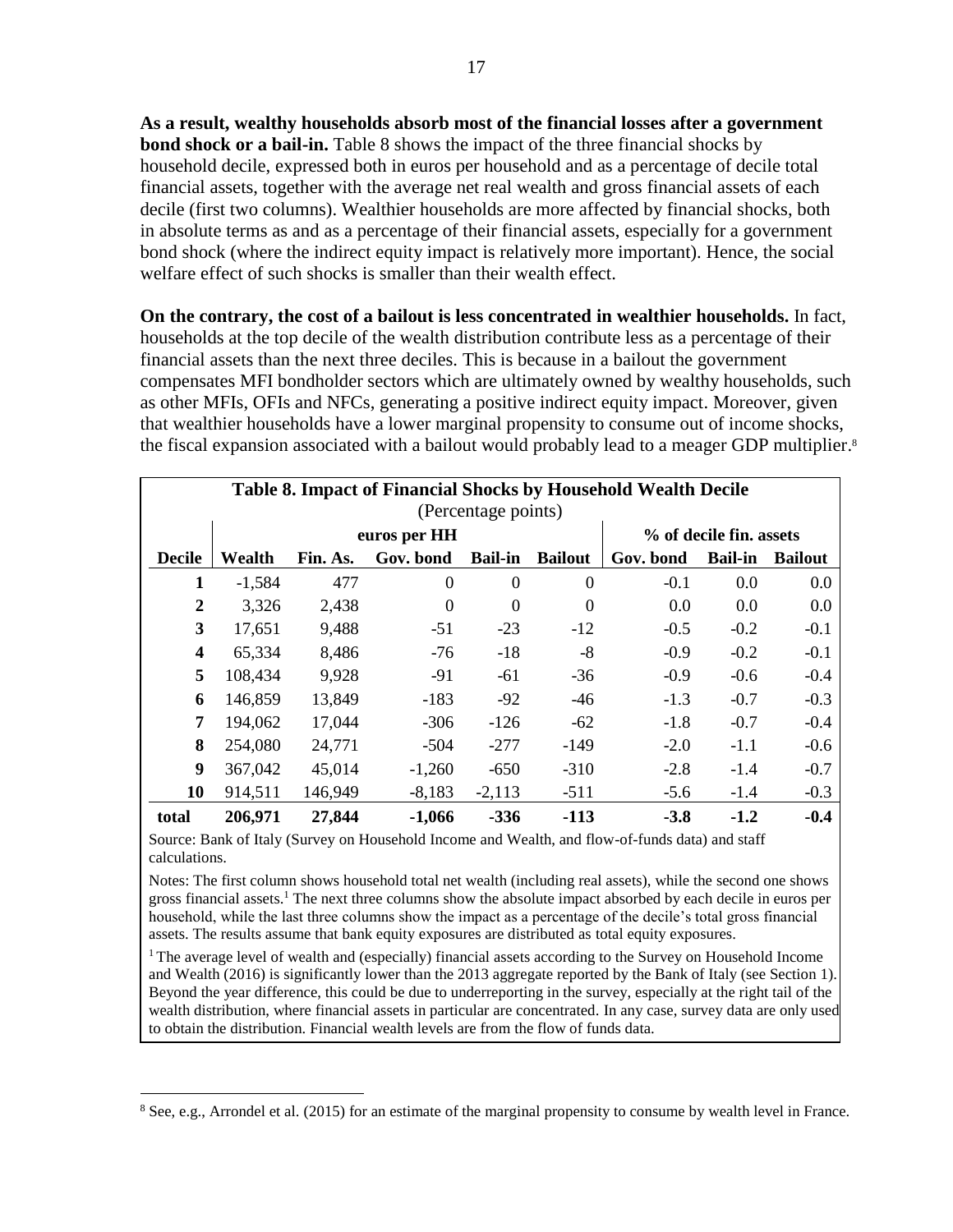**As a result, wealthy households absorb most of the financial losses after a government bond shock or a bail-in.** Table 8 shows the impact of the three financial shocks by household decile, expressed both in euros per household and as a percentage of decile total financial assets, together with the average net real wealth and gross financial assets of each decile (first two columns). Wealthier households are more affected by financial shocks, both in absolute terms as and as a percentage of their financial assets, especially for a government bond shock (where the indirect equity impact is relatively more important). Hence, the social welfare effect of such shocks is smaller than their wealth effect.

**On the contrary, the cost of a bailout is less concentrated in wealthier households.** In fact, households at the top decile of the wealth distribution contribute less as a percentage of their financial assets than the next three deciles. This is because in a bailout the government compensates MFI bondholder sectors which are ultimately owned by wealthy households, such as other MFIs, OFIs and NFCs, generating a positive indirect equity impact. Moreover, given that wealthier households have a lower marginal propensity to consume out of income shocks, the fiscal expansion associated with a bailout would probably lead to a meager GDP multiplier.[8]

**Table 8. Impact of Financial Shocks by Household Wealth Decile**
(Percentage points)

| | euros per HH | | | | | % of decile fin. assets | | |
|---|---|---|---|---|---|---|---|---|
| **Decile** | **Wealth** | **Fin. As.** | **Gov. bond** | **Bail-in** | **Bailout** | **Gov. bond** | **Bail-in** | **Bailout** |
| **1** | -1,584 | 477 | 0 | 0 | 0 | -0.1 | 0.0 | 0.0 |
| **2** | 3,326 | 2,438 | 0 | 0 | 0 | 0.0 | 0.0 | 0.0 |
| **3** | 17,651 | 9,488 | -51 | -23 | -12 | -0.5 | -0.2 | -0.1 |
| **4** | 65,334 | 8,486 | -76 | -18 | -8 | -0.9 | -0.2 | -0.1 |
| **5** | 108,434 | 9,928 | -91 | -61 | -36 | -0.9 | -0.6 | -0.4 |
| **6** | 146,859 | 13,849 | -183 | -92 | -46 | -1.3 | -0.7 | -0.3 |
| **7** | 194,062 | 17,044 | -306 | -126 | -62 | -1.8 | -0.7 | -0.4 |
| **8** | 254,080 | 24,771 | -504 | -277 | -149 | -2.0 | -1.1 | -0.6 |
| **9** | 367,042 | 45,014 | -1,260 | -650 | -310 | -2.8 | -1.4 | -0.7 |
| **10** | 914,511 | 146,949 | -8,183 | -2,113 | -511 | -5.6 | -1.4 | -0.3 |
| **total** | **206,971** | **27,844** | **-1,066** | **-336** | **-113** | **-3.8** | **-1.2** | **-0.4** |

Source: Bank of Italy (Survey on Household Income and Wealth, and flow-of-funds data) and staff calculations.

Notes: The first column shows household total net wealth (including real assets), while the second one shows gross financial assets.[1] The next three columns show the absolute impact absorbed by each decile in euros per household, while the last three columns show the impact as a percentage of the decile's total gross financial assets. The results assume that bank equity exposures are distributed as total equity exposures.

[1] The average level of wealth and (especially) financial assets according to the Survey on Household Income and Wealth (2016) is significantly lower than the 2013 aggregate reported by the Bank of Italy (see Section 1). Beyond the year difference, this could be due to underreporting in the survey, especially at the right tail of the wealth distribution, where financial assets in particular are concentrated. In any case, survey data are only used to obtain the distribution. Financial wealth levels are from the flow of funds data.

---

[8] See, e.g., Arrondel et al. (2015) for an estimate of the marginal propensity to consume by wealth level in France.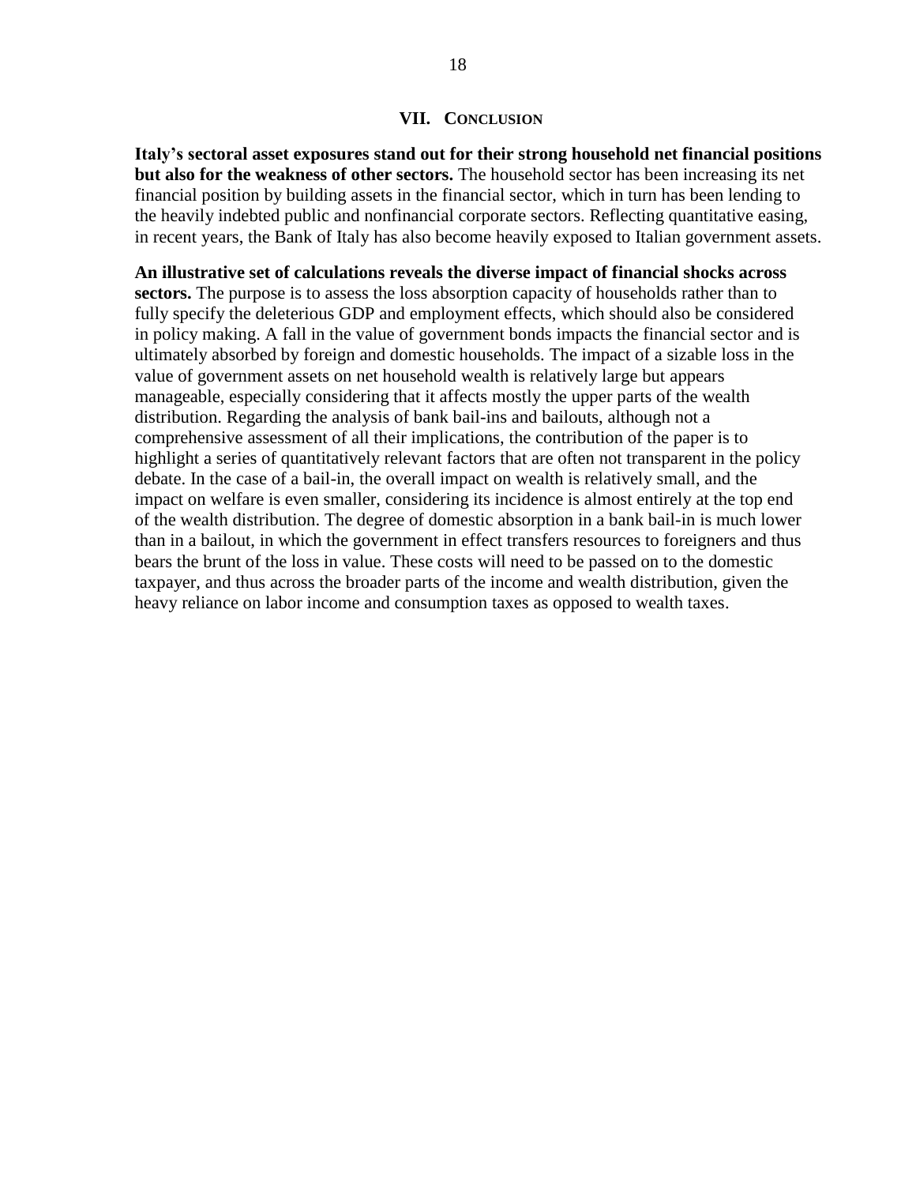## VII. Conclusion

**Italy's sectoral asset exposures stand out for their strong household net financial positions but also for the weakness of other sectors.** The household sector has been increasing its net financial position by building assets in the financial sector, which in turn has been lending to the heavily indebted public and nonfinancial corporate sectors. Reflecting quantitative easing, in recent years, the Bank of Italy has also become heavily exposed to Italian government assets.

**An illustrative set of calculations reveals the diverse impact of financial shocks across sectors.** The purpose is to assess the loss absorption capacity of households rather than to fully specify the deleterious GDP and employment effects, which should also be considered in policy making. A fall in the value of government bonds impacts the financial sector and is ultimately absorbed by foreign and domestic households. The impact of a sizable loss in the value of government assets on net household wealth is relatively large but appears manageable, especially considering that it affects mostly the upper parts of the wealth distribution. Regarding the analysis of bank bail-ins and bailouts, although not a comprehensive assessment of all their implications, the contribution of the paper is to highlight a series of quantitatively relevant factors that are often not transparent in the policy debate. In the case of a bail-in, the overall impact on wealth is relatively small, and the impact on welfare is even smaller, considering its incidence is almost entirely at the top end of the wealth distribution. The degree of domestic absorption in a bank bail-in is much lower than in a bailout, in which the government in effect transfers resources to foreigners and thus bears the brunt of the loss in value. These costs will need to be passed on to the domestic taxpayer, and thus across the broader parts of the income and wealth distribution, given the heavy reliance on labor income and consumption taxes as opposed to wealth taxes.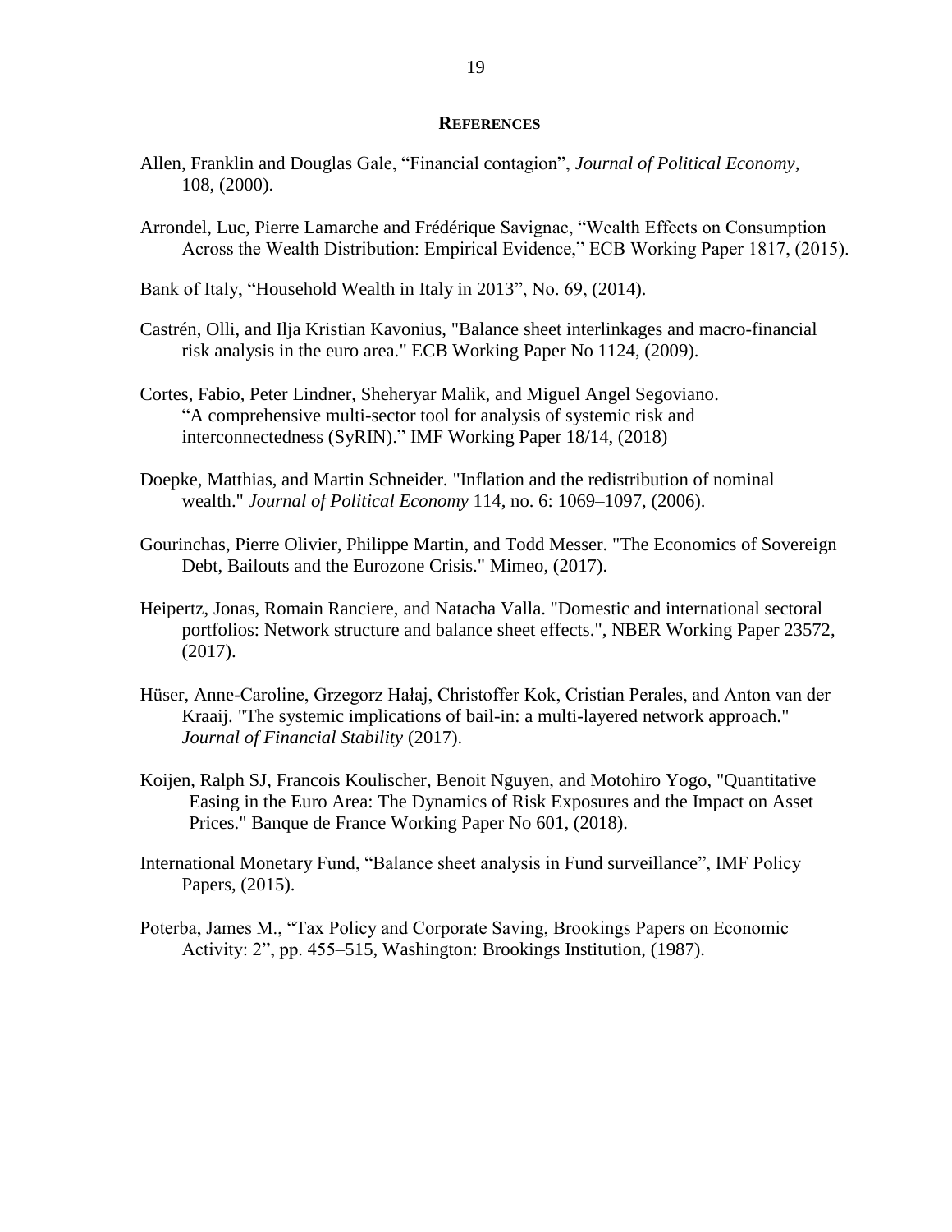## References

Allen, Franklin and Douglas Gale, "Financial contagion", *Journal of Political Economy*, 108, (2000).

Arrondel, Luc, Pierre Lamarche and Frédérique Savignac, "Wealth Effects on Consumption Across the Wealth Distribution: Empirical Evidence," ECB Working Paper 1817, (2015).

Bank of Italy, "Household Wealth in Italy in 2013", No. 69, (2014).

Castrén, Olli, and Ilja Kristian Kavonius, "Balance sheet interlinkages and macro-financial risk analysis in the euro area." ECB Working Paper No 1124, (2009).

Cortes, Fabio, Peter Lindner, Sheheryar Malik, and Miguel Angel Segoviano. "A comprehensive multi-sector tool for analysis of systemic risk and interconnectedness (SyRIN)." IMF Working Paper 18/14, (2018)

Doepke, Matthias, and Martin Schneider. "Inflation and the redistribution of nominal wealth." *Journal of Political Economy* 114, no. 6: 1069–1097, (2006).

Gourinchas, Pierre Olivier, Philippe Martin, and Todd Messer. "The Economics of Sovereign Debt, Bailouts and the Eurozone Crisis." Mimeo, (2017).

Heipertz, Jonas, Romain Ranciere, and Natacha Valla. "Domestic and international sectoral portfolios: Network structure and balance sheet effects.", NBER Working Paper 23572, (2017).

Hüser, Anne-Caroline, Grzegorz Hałaj, Christoffer Kok, Cristian Perales, and Anton van der Kraaij. "The systemic implications of bail-in: a multi-layered network approach." *Journal of Financial Stability* (2017).

Koijen, Ralph SJ, Francois Koulischer, Benoit Nguyen, and Motohiro Yogo, "Quantitative Easing in the Euro Area: The Dynamics of Risk Exposures and the Impact on Asset Prices." Banque de France Working Paper No 601, (2018).

International Monetary Fund, "Balance sheet analysis in Fund surveillance", IMF Policy Papers, (2015).

Poterba, James M., "Tax Policy and Corporate Saving, Brookings Papers on Economic Activity: 2", pp. 455–515, Washington: Brookings Institution, (1987).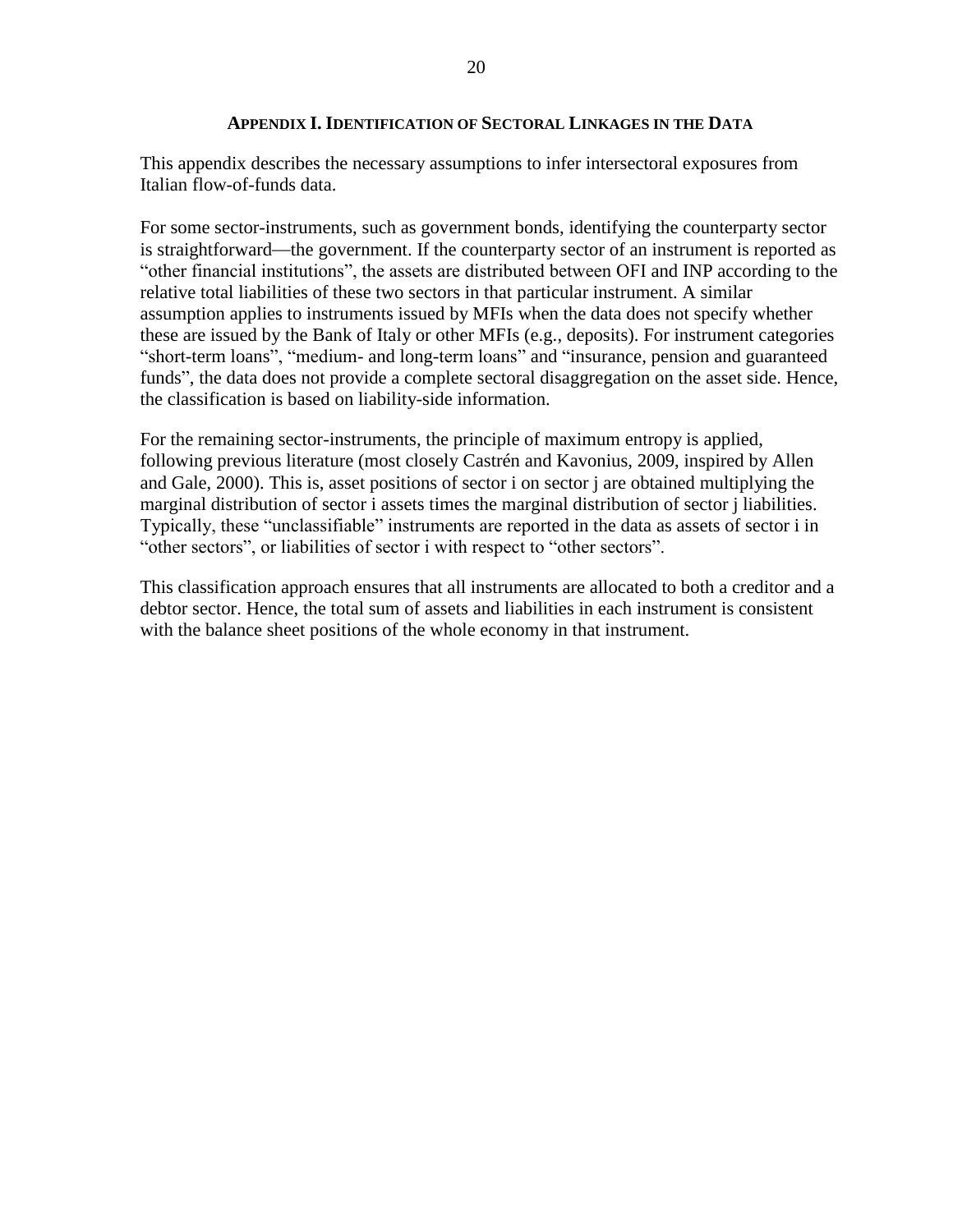## APPENDIX I. IDENTIFICATION OF SECTORAL LINKAGES IN THE DATA

This appendix describes the necessary assumptions to infer intersectoral exposures from Italian flow-of-funds data.

For some sector-instruments, such as government bonds, identifying the counterparty sector is straightforward—the government. If the counterparty sector of an instrument is reported as "other financial institutions", the assets are distributed between OFI and INP according to the relative total liabilities of these two sectors in that particular instrument. A similar assumption applies to instruments issued by MFIs when the data does not specify whether these are issued by the Bank of Italy or other MFIs (e.g., deposits). For instrument categories "short-term loans", "medium- and long-term loans" and "insurance, pension and guaranteed funds", the data does not provide a complete sectoral disaggregation on the asset side. Hence, the classification is based on liability-side information.

For the remaining sector-instruments, the principle of maximum entropy is applied, following previous literature (most closely Castrén and Kavonius, 2009, inspired by Allen and Gale, 2000). This is, asset positions of sector i on sector j are obtained multiplying the marginal distribution of sector i assets times the marginal distribution of sector j liabilities. Typically, these "unclassifiable" instruments are reported in the data as assets of sector i in "other sectors", or liabilities of sector i with respect to "other sectors".

This classification approach ensures that all instruments are allocated to both a creditor and a debtor sector. Hence, the total sum of assets and liabilities in each instrument is consistent with the balance sheet positions of the whole economy in that instrument.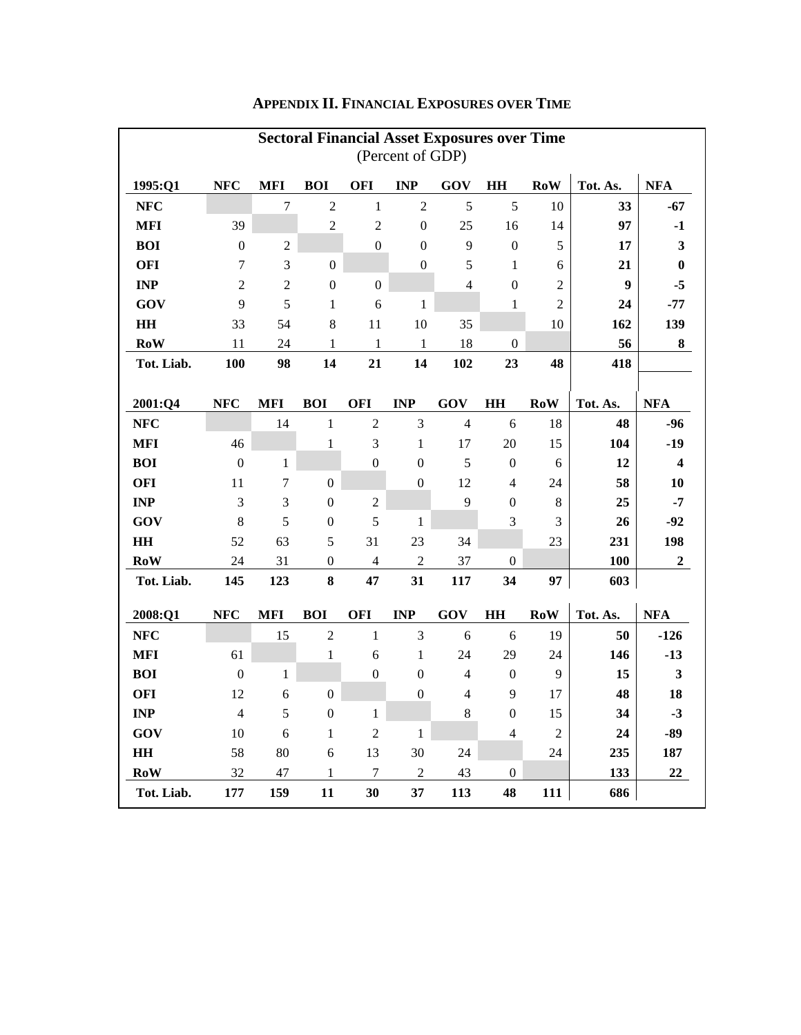## Appendix II. Financial Exposures over Time

**Sectoral Financial Asset Exposures over Time**
(Percent of GDP)

| 1995:Q1 | NFC | MFI | BOI | OFI | INP | GOV | HH | RoW | Tot. As. | NFA |
|---|---|---|---|---|---|---|---|---|---|---|
| **NFC** | | 7 | 2 | 1 | 2 | 5 | 5 | 10 | **33** | **-67** |
| **MFI** | 39 | | 2 | 2 | 0 | 25 | 16 | 14 | **97** | **-1** |
| **BOI** | 0 | 2 | | 0 | 0 | 9 | 0 | 5 | **17** | **3** |
| **OFI** | 7 | 3 | 0 | | 0 | 5 | 1 | 6 | **21** | **0** |
| **INP** | 2 | 2 | 0 | 0 | | 4 | 0 | 2 | **9** | **-5** |
| **GOV** | 9 | 5 | 1 | 6 | 1 | | 1 | 2 | **24** | **-77** |
| **HH** | 33 | 54 | 8 | 11 | 10 | 35 | | 10 | **162** | **139** |
| **RoW** | 11 | 24 | 1 | 1 | 1 | 18 | 0 | | **56** | **8** |
| **Tot. Liab.** | **100** | **98** | **14** | **21** | **14** | **102** | **23** | **48** | **418** | |

| 2001:Q4 | NFC | MFI | BOI | OFI | INP | GOV | HH | RoW | Tot. As. | NFA |
|---|---|---|---|---|---|---|---|---|---|---|
| **NFC** | | 14 | 1 | 2 | 3 | 4 | 6 | 18 | **48** | **-96** |
| **MFI** | 46 | | 1 | 3 | 1 | 17 | 20 | 15 | **104** | **-19** |
| **BOI** | 0 | 1 | | 0 | 0 | 5 | 0 | 6 | **12** | **4** |
| **OFI** | 11 | 7 | 0 | | 0 | 12 | 4 | 24 | **58** | **10** |
| **INP** | 3 | 3 | 0 | 2 | | 9 | 0 | 8 | **25** | **-7** |
| **GOV** | 8 | 5 | 0 | 5 | 1 | | 3 | 3 | **26** | **-92** |
| **HH** | 52 | 63 | 5 | 31 | 23 | 34 | | 23 | **231** | **198** |
| **RoW** | 24 | 31 | 0 | 4 | 2 | 37 | 0 | | **100** | **2** |
| **Tot. Liab.** | **145** | **123** | **8** | **47** | **31** | **117** | **34** | **97** | **603** | |

| 2008:Q1 | NFC | MFI | BOI | OFI | INP | GOV | HH | RoW | Tot. As. | NFA |
|---|---|---|---|---|---|---|---|---|---|---|
| **NFC** | | 15 | 2 | 1 | 3 | 6 | 6 | 19 | **50** | **-126** |
| **MFI** | 61 | | 1 | 6 | 1 | 24 | 29 | 24 | **146** | **-13** |
| **BOI** | 0 | 1 | | 0 | 0 | 4 | 0 | 9 | **15** | **3** |
| **OFI** | 12 | 6 | 0 | | 0 | 4 | 9 | 17 | **48** | **18** |
| **INP** | 4 | 5 | 0 | 1 | | 8 | 0 | 15 | **34** | **-3** |
| **GOV** | 10 | 6 | 1 | 2 | 1 | | 4 | 2 | **24** | **-89** |
| **HH** | 58 | 80 | 6 | 13 | 30 | 24 | | 24 | **235** | **187** |
| **RoW** | 32 | 47 | 1 | 7 | 2 | 43 | 0 | | **133** | **22** |
| **Tot. Liab.** | **177** | **159** | **11** | **30** | **37** | **113** | **48** | **111** | **686** | |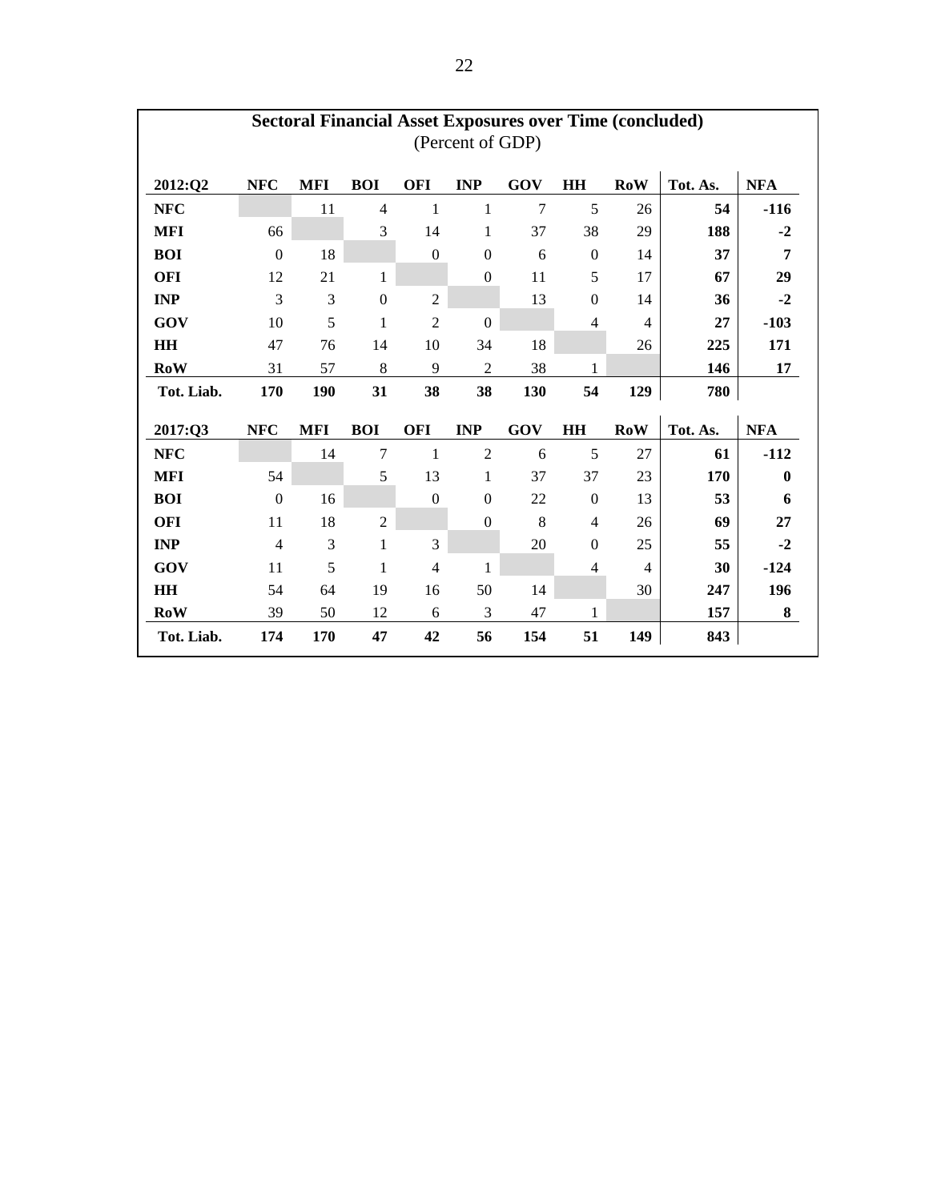**Sectoral Financial Asset Exposures over Time (concluded)**
(Percent of GDP)

| 2012:Q2 | NFC | MFI | BOI | OFI | INP | GOV | HH | RoW | Tot. As. | NFA |
|---|---|---|---|---|---|---|---|---|---|---|
| **NFC** | | 11 | 4 | 1 | 1 | 7 | 5 | 26 | **54** | **-116** |
| **MFI** | 66 | | 3 | 14 | 1 | 37 | 38 | 29 | **188** | **-2** |
| **BOI** | 0 | 18 | | 0 | 0 | 6 | 0 | 14 | **37** | **7** |
| **OFI** | 12 | 21 | 1 | | 0 | 11 | 5 | 17 | **67** | **29** |
| **INP** | 3 | 3 | 0 | 2 | | 13 | 0 | 14 | **36** | **-2** |
| **GOV** | 10 | 5 | 1 | 2 | 0 | | 4 | 4 | **27** | **-103** |
| **HH** | 47 | 76 | 14 | 10 | 34 | 18 | | 26 | **225** | **171** |
| **RoW** | 31 | 57 | 8 | 9 | 2 | 38 | 1 | | **146** | **17** |
| **Tot. Liab.** | **170** | **190** | **31** | **38** | **38** | **130** | **54** | **129** | **780** | |

| 2017:Q3 | NFC | MFI | BOI | OFI | INP | GOV | HH | RoW | Tot. As. | NFA |
|---|---|---|---|---|---|---|---|---|---|---|
| **NFC** | | 14 | 7 | 1 | 2 | 6 | 5 | 27 | **61** | **-112** |
| **MFI** | 54 | | 5 | 13 | 1 | 37 | 37 | 23 | **170** | **0** |
| **BOI** | 0 | 16 | | 0 | 0 | 22 | 0 | 13 | **53** | **6** |
| **OFI** | 11 | 18 | 2 | | 0 | 8 | 4 | 26 | **69** | **27** |
| **INP** | 4 | 3 | 1 | 3 | | 20 | 0 | 25 | **55** | **-2** |
| **GOV** | 11 | 5 | 1 | 4 | 1 | | 4 | 4 | **30** | **-124** |
| **HH** | 54 | 64 | 19 | 16 | 50 | 14 | | 30 | **247** | **196** |
| **RoW** | 39 | 50 | 12 | 6 | 3 | 47 | 1 | | **157** | **8** |
| **Tot. Liab.** | **174** | **170** | **47** | **42** | **56** | **154** | **51** | **149** | **843** | |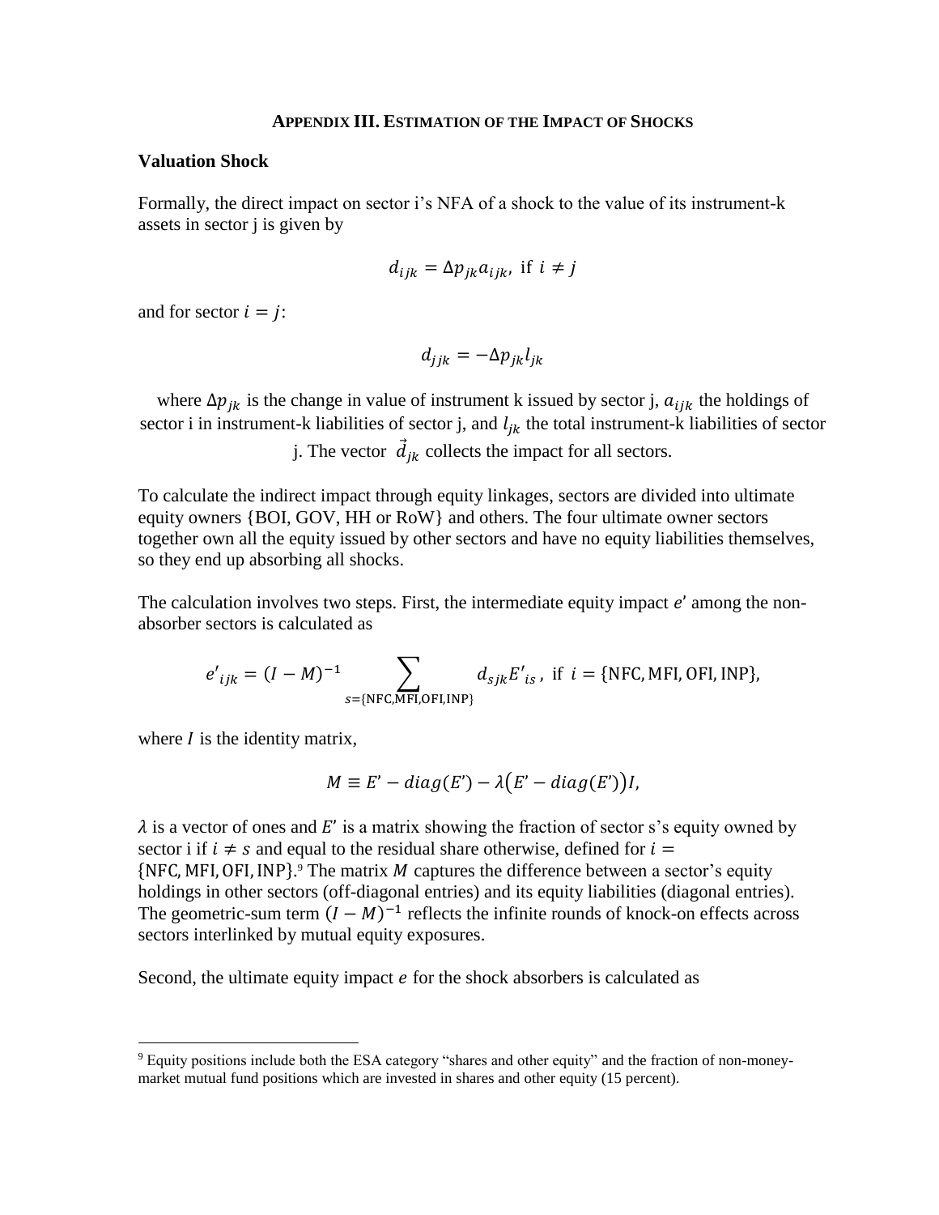## APPENDIX III. ESTIMATION OF THE IMPACT OF SHOCKS

### Valuation Shock

Formally, the direct impact on sector i's NFA of a shock to the value of its instrument-k assets in sector j is given by

$$d_{ijk} = \Delta p_{jk} a_{ijk}, \text{ if } i \neq j$$

and for sector $i = j$:

$$d_{jjk} = -\Delta p_{jk} l_{jk}$$

where $\Delta p_{jk}$ is the change in value of instrument k issued by sector j, $a_{ijk}$ the holdings of sector i in instrument-k liabilities of sector j, and $l_{jk}$ the total instrument-k liabilities of sector j. The vector $\vec{d}_{jk}$ collects the impact for all sectors.

To calculate the indirect impact through equity linkages, sectors are divided into ultimate equity owners {BOI, GOV, HH or RoW} and others. The four ultimate owner sectors together own all the equity issued by other sectors and have no equity liabilities themselves, so they end up absorbing all shocks.

The calculation involves two steps. First, the intermediate equity impact $e'$ among the non-absorber sectors is calculated as

$$e'_{ijk} = (I - M)^{-1} \sum_{s=\{\text{NFC,MFI,OFI,INP}\}} d_{sjk} E'_{is}, \text{ if } i = \{\text{NFC, MFI, OFI, INP}\},$$

where $I$ is the identity matrix,

$$M \equiv E' - diag(E') - \lambda\big(E' - diag(E')\big)I,$$

$\lambda$ is a vector of ones and $E'$ is a matrix showing the fraction of sector s's equity owned by sector i if $i \neq s$ and equal to the residual share otherwise, defined for $i = \{\text{NFC, MFI, OFI, INP}\}$.[9] The matrix $M$ captures the difference between a sector's equity holdings in other sectors (off-diagonal entries) and its equity liabilities (diagonal entries). The geometric-sum term $(I - M)^{-1}$ reflects the infinite rounds of knock-on effects across sectors interlinked by mutual equity exposures.

Second, the ultimate equity impact $e$ for the shock absorbers is calculated as

[9] Equity positions include both the ESA category "shares and other equity" and the fraction of non-money-market mutual fund positions which are invested in shares and other equity (15 percent).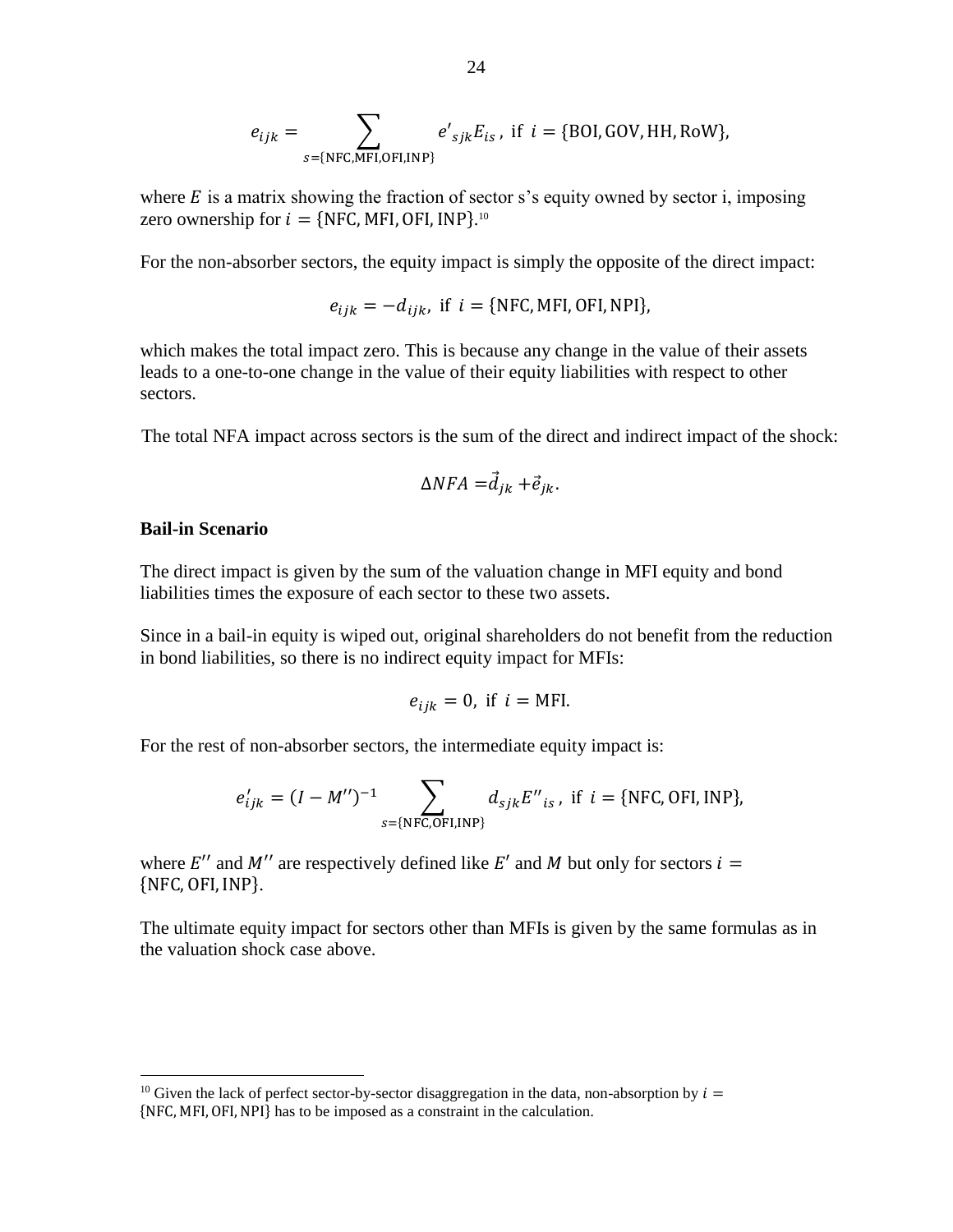$$e_{ijk} = \sum_{s=\{\text{NFC,MFI,OFI,INP}\}} e'_{sjk} E_{is}\,, \text{ if } i = \{\text{BOI, GOV, HH, RoW}\},$$

where $E$ is a matrix showing the fraction of sector s's equity owned by sector i, imposing zero ownership for $i = \{\text{NFC, MFI, OFI, INP}\}$.[10]

For the non-absorber sectors, the equity impact is simply the opposite of the direct impact:

$$e_{ijk} = -d_{ijk}, \text{ if } i = \{\text{NFC, MFI, OFI, NPI}\},$$

which makes the total impact zero. This is because any change in the value of their assets leads to a one-to-one change in the value of their equity liabilities with respect to other sectors.

The total NFA impact across sectors is the sum of the direct and indirect impact of the shock:

$$\Delta NFA = \vec{d}_{jk} + \vec{e}_{jk}.$$

**Bail-in Scenario**

The direct impact is given by the sum of the valuation change in MFI equity and bond liabilities times the exposure of each sector to these two assets.

Since in a bail-in equity is wiped out, original shareholders do not benefit from the reduction in bond liabilities, so there is no indirect equity impact for MFIs:

$$e_{ijk} = 0, \text{ if } i = \text{MFI}.$$

For the rest of non-absorber sectors, the intermediate equity impact is:

$$e'_{ijk} = (I - M'')^{-1} \sum_{s=\{\text{NFC,OFI,INP}\}} d_{sjk} E''_{is}\,, \text{ if } i = \{\text{NFC, OFI, INP}\},$$

where $E''$ and $M''$ are respectively defined like $E'$ and $M$ but only for sectors $i = \{\text{NFC, OFI, INP}\}$.

The ultimate equity impact for sectors other than MFIs is given by the same formulas as in the valuation shock case above.

[10] Given the lack of perfect sector-by-sector disaggregation in the data, non-absorption by $i = \{\text{NFC, MFI, OFI, NPI}\}$ has to be imposed as a constraint in the calculation.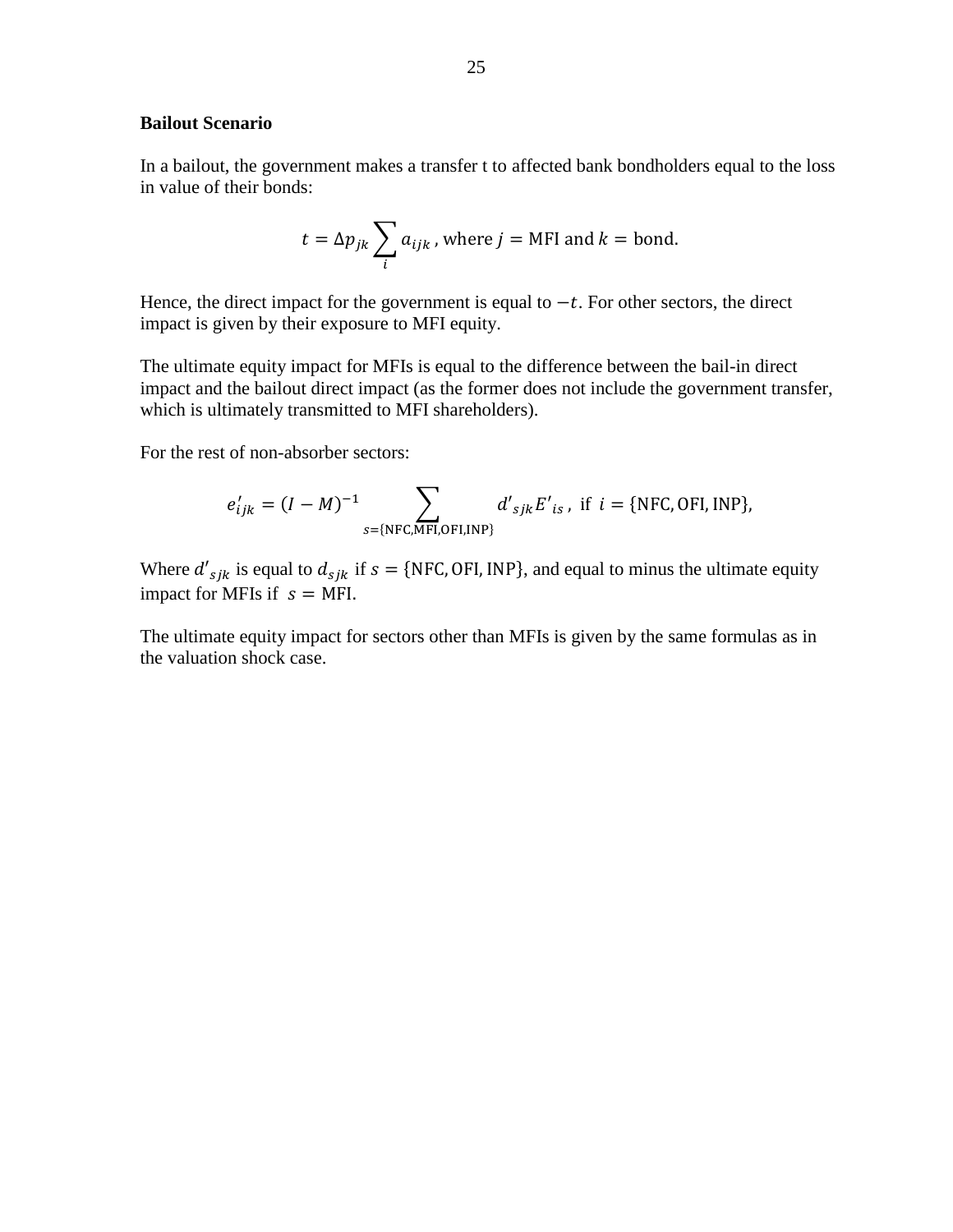**Bailout Scenario**

In a bailout, the government makes a transfer t to affected bank bondholders equal to the loss in value of their bonds:

$$t = \Delta p_{jk} \sum_{i} a_{ijk} \text{, where } j = \text{MFI and } k = \text{bond.}$$

Hence, the direct impact for the government is equal to $-t$. For other sectors, the direct impact is given by their exposure to MFI equity.

The ultimate equity impact for MFIs is equal to the difference between the bail-in direct impact and the bailout direct impact (as the former does not include the government transfer, which is ultimately transmitted to MFI shareholders).

For the rest of non-absorber sectors:

$$e'_{ijk} = (I - M)^{-1} \sum_{s=\{\text{NFC,MFI,OFI,INP}\}} d'_{sjk} E'_{is} \text{, if } i = \{\text{NFC, OFI, INP}\},$$

Where $d'_{sjk}$ is equal to $d_{sjk}$ if $s = \{\text{NFC, OFI, INP}\}$, and equal to minus the ultimate equity impact for MFIs if $s = \text{MFI}$.

The ultimate equity impact for sectors other than MFIs is given by the same formulas as in the valuation shock case.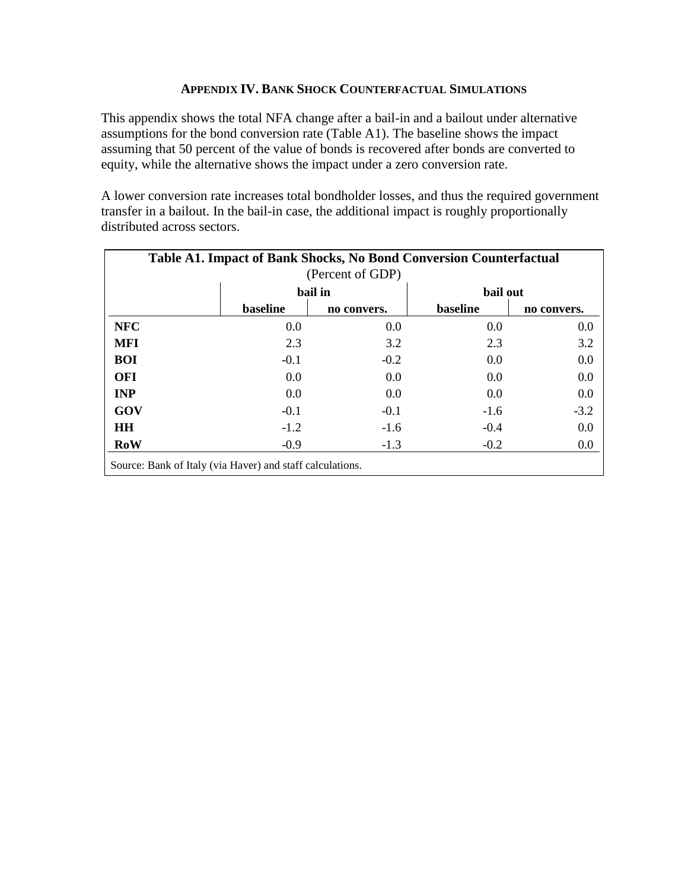## APPENDIX IV. BANK SHOCK COUNTERFACTUAL SIMULATIONS

This appendix shows the total NFA change after a bail-in and a bailout under alternative assumptions for the bond conversion rate (Table A1). The baseline shows the impact assuming that 50 percent of the value of bonds is recovered after bonds are converted to equity, while the alternative shows the impact under a zero conversion rate.

A lower conversion rate increases total bondholder losses, and thus the required government transfer in a bailout. In the bail-in case, the additional impact is roughly proportionally distributed across sectors.

**Table A1. Impact of Bank Shocks, No Bond Conversion Counterfactual**
(Percent of GDP)

| | bail in | | bail out | |
|---|---|---|---|---|
| | **baseline** | **no convers.** | **baseline** | **no convers.** |
| **NFC** | 0.0 | 0.0 | 0.0 | 0.0 |
| **MFI** | 2.3 | 3.2 | 2.3 | 3.2 |
| **BOI** | -0.1 | -0.2 | 0.0 | 0.0 |
| **OFI** | 0.0 | 0.0 | 0.0 | 0.0 |
| **INP** | 0.0 | 0.0 | 0.0 | 0.0 |
| **GOV** | -0.1 | -0.1 | -1.6 | -3.2 |
| **HH** | -1.2 | -1.6 | -0.4 | 0.0 |
| **RoW** | -0.9 | -1.3 | -0.2 | 0.0 |

Source: Bank of Italy (via Haver) and staff calculations.